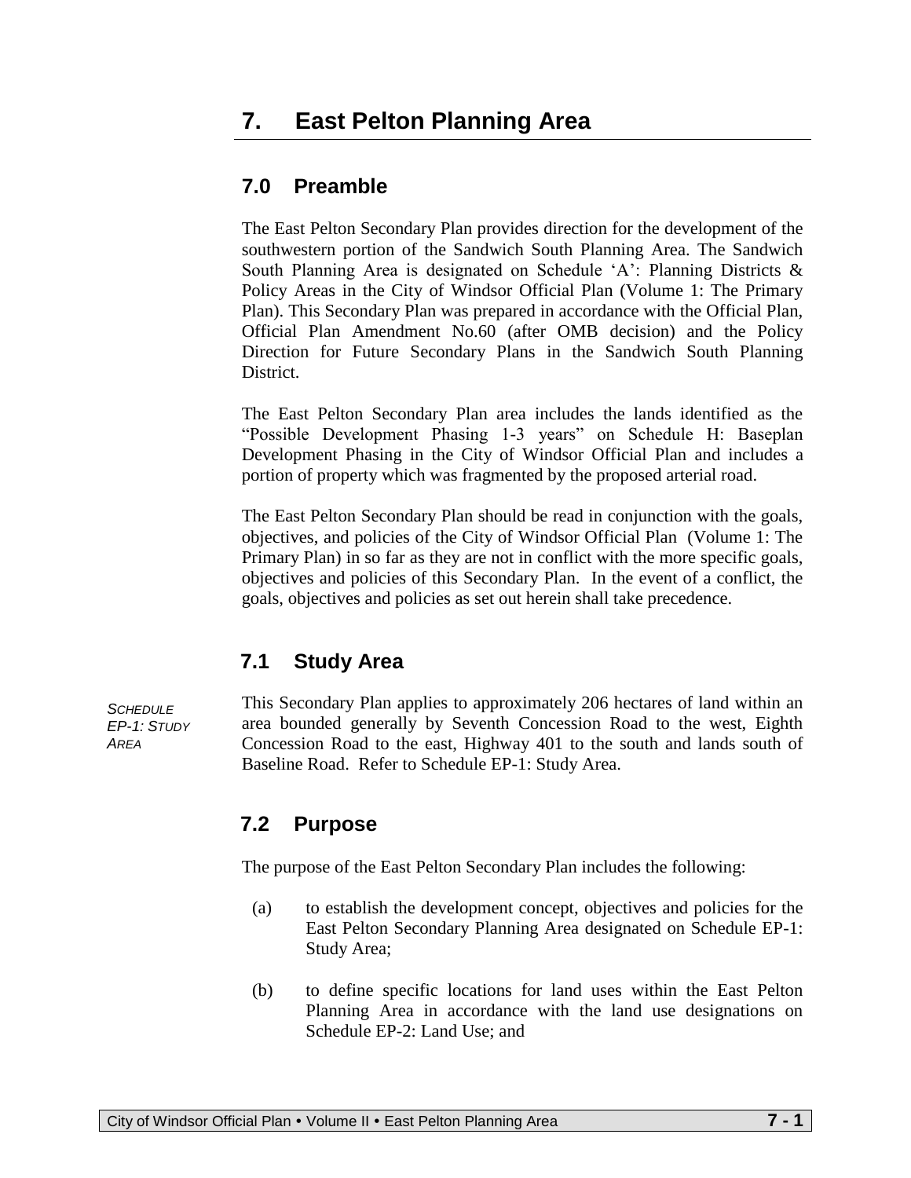# 7. East Pelton Planning Area

## 7.0 Preamble

The East Pelton Secondary Plan provides direction for the development of the southwestern portion of the Sandwich South Planning Area. The Sandwich South Planning Area is designated on Schedule 'A': Planning Districts & Policy Areas in the City of Windsor Official Plan (Volume 1: The Primary Plan). This Secondary Plan was prepared in accordance with the Official Plan, Official Plan Amendment No.60 (after OMB decision) and the Policy Direction for Future Secondary Plans in the Sandwich South Planning District.

The East Pelton Secondary Plan area includes the lands identified as the "Possible Development Phasing 1-3 years" on Schedule H: Baseplan Development Phasing in the City of Windsor Official Plan and includes a portion of property which was fragmented by the proposed arterial road.

The East Pelton Secondary Plan should be read in conjunction with the goals, objectives, and policies of the City of Windsor Official Plan (Volume 1: The Primary Plan) in so far as they are not in conflict with the more specific goals, objectives and policies of this Secondary Plan. In the event of a conflict, the goals, objectives and policies as set out herein shall take precedence.

## 7.1 Study Area

*SCHEDULE EP-1: STUDY AREA*

This Secondary Plan applies to approximately 206 hectares of land within an area bounded generally by Seventh Concession Road to the west, Eighth Concession Road to the east, Highway 401 to the south and lands south of Baseline Road. Refer to Schedule EP-1: Study Area.

## 7.2 Purpose

The purpose of the East Pelton Secondary Plan includes the following:

(a) to establish the development concept, objectives and policies for the East Pelton Secondary Planning Area designated on Schedule EP-1: Study Area;

(b) to define specific locations for land uses within the East Pelton Planning Area in accordance with the land use designations on Schedule EP-2: Land Use; and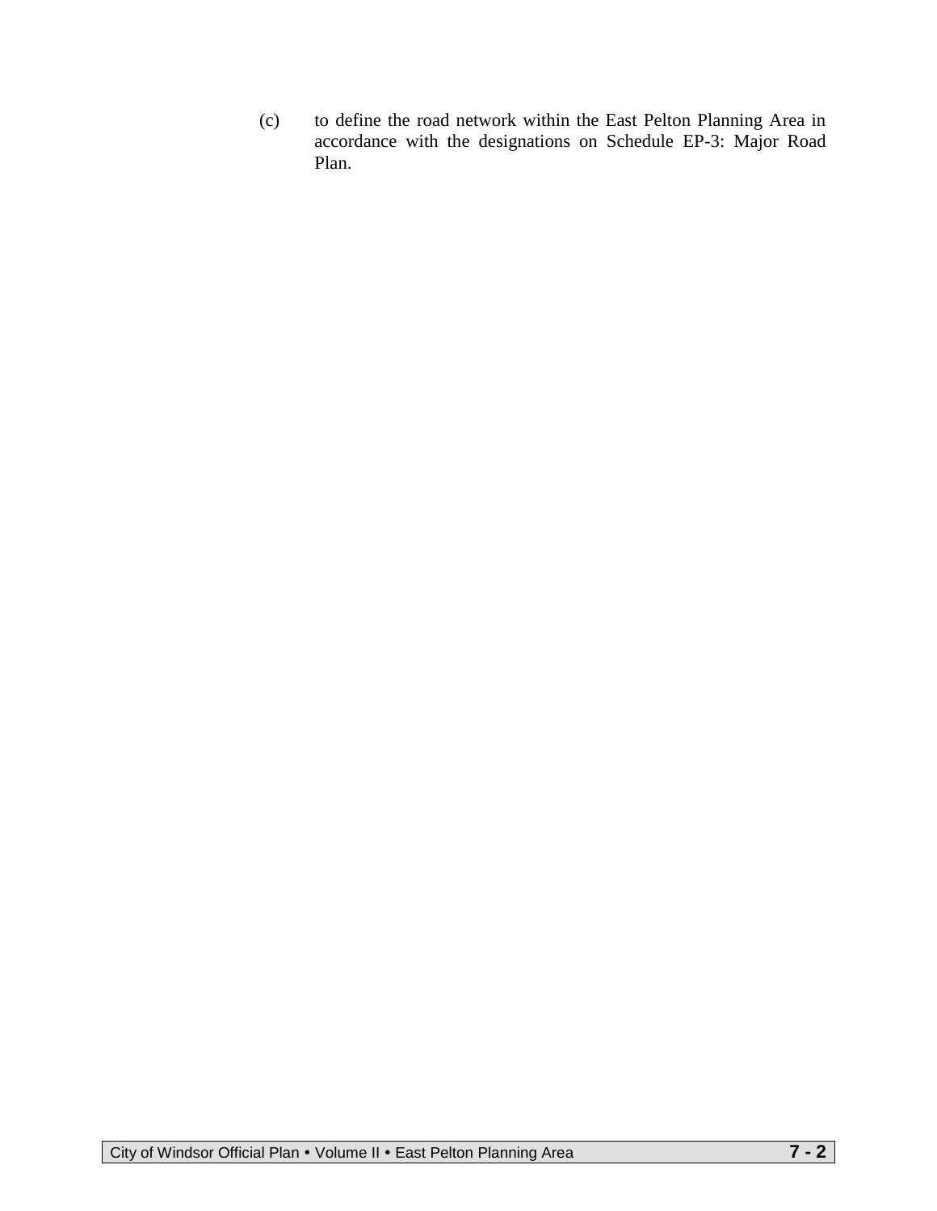(c) to define the road network within the East Pelton Planning Area in accordance with the designations on Schedule EP-3: Major Road Plan.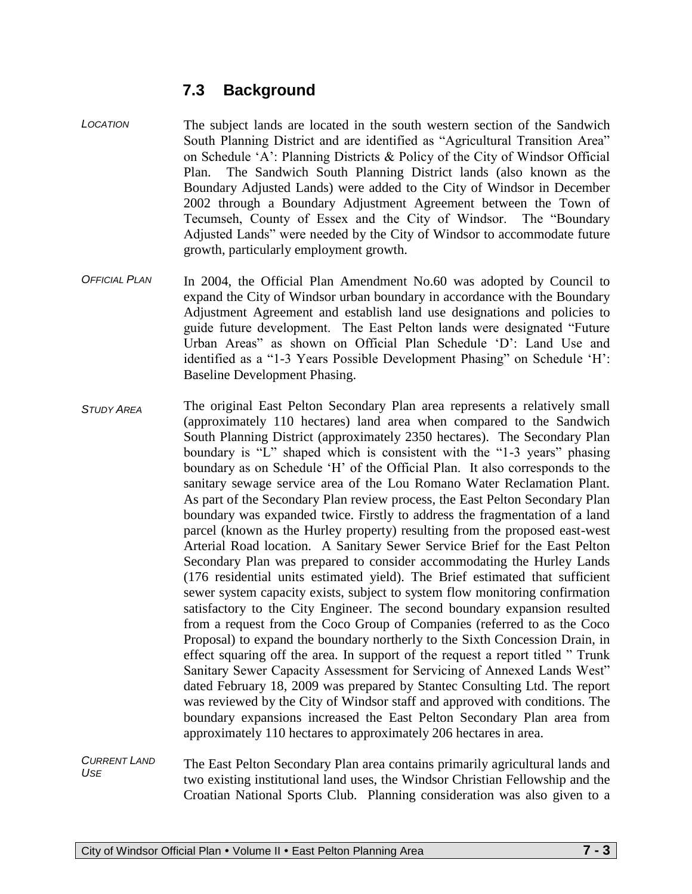## 7.3 Background

*LOCATION*

The subject lands are located in the south western section of the Sandwich South Planning District and are identified as "Agricultural Transition Area" on Schedule 'A': Planning Districts & Policy of the City of Windsor Official Plan. The Sandwich South Planning District lands (also known as the Boundary Adjusted Lands) were added to the City of Windsor in December 2002 through a Boundary Adjustment Agreement between the Town of Tecumseh, County of Essex and the City of Windsor. The "Boundary Adjusted Lands" were needed by the City of Windsor to accommodate future growth, particularly employment growth.

*OFFICIAL PLAN*

In 2004, the Official Plan Amendment No.60 was adopted by Council to expand the City of Windsor urban boundary in accordance with the Boundary Adjustment Agreement and establish land use designations and policies to guide future development. The East Pelton lands were designated "Future Urban Areas" as shown on Official Plan Schedule 'D': Land Use and identified as a "1-3 Years Possible Development Phasing" on Schedule 'H': Baseline Development Phasing.

*STUDY AREA*

The original East Pelton Secondary Plan area represents a relatively small (approximately 110 hectares) land area when compared to the Sandwich South Planning District (approximately 2350 hectares). The Secondary Plan boundary is "L" shaped which is consistent with the "1-3 years" phasing boundary as on Schedule 'H' of the Official Plan. It also corresponds to the sanitary sewage service area of the Lou Romano Water Reclamation Plant. As part of the Secondary Plan review process, the East Pelton Secondary Plan boundary was expanded twice. Firstly to address the fragmentation of a land parcel (known as the Hurley property) resulting from the proposed east-west Arterial Road location. A Sanitary Sewer Service Brief for the East Pelton Secondary Plan was prepared to consider accommodating the Hurley Lands (176 residential units estimated yield). The Brief estimated that sufficient sewer system capacity exists, subject to system flow monitoring confirmation satisfactory to the City Engineer. The second boundary expansion resulted from a request from the Coco Group of Companies (referred to as the Coco Proposal) to expand the boundary northerly to the Sixth Concession Drain, in effect squaring off the area. In support of the request a report titled " Trunk Sanitary Sewer Capacity Assessment for Servicing of Annexed Lands West" dated February 18, 2009 was prepared by Stantec Consulting Ltd. The report was reviewed by the City of Windsor staff and approved with conditions. The boundary expansions increased the East Pelton Secondary Plan area from approximately 110 hectares to approximately 206 hectares in area.

*CURRENT LAND USE*

The East Pelton Secondary Plan area contains primarily agricultural lands and two existing institutional land uses, the Windsor Christian Fellowship and the Croatian National Sports Club. Planning consideration was also given to a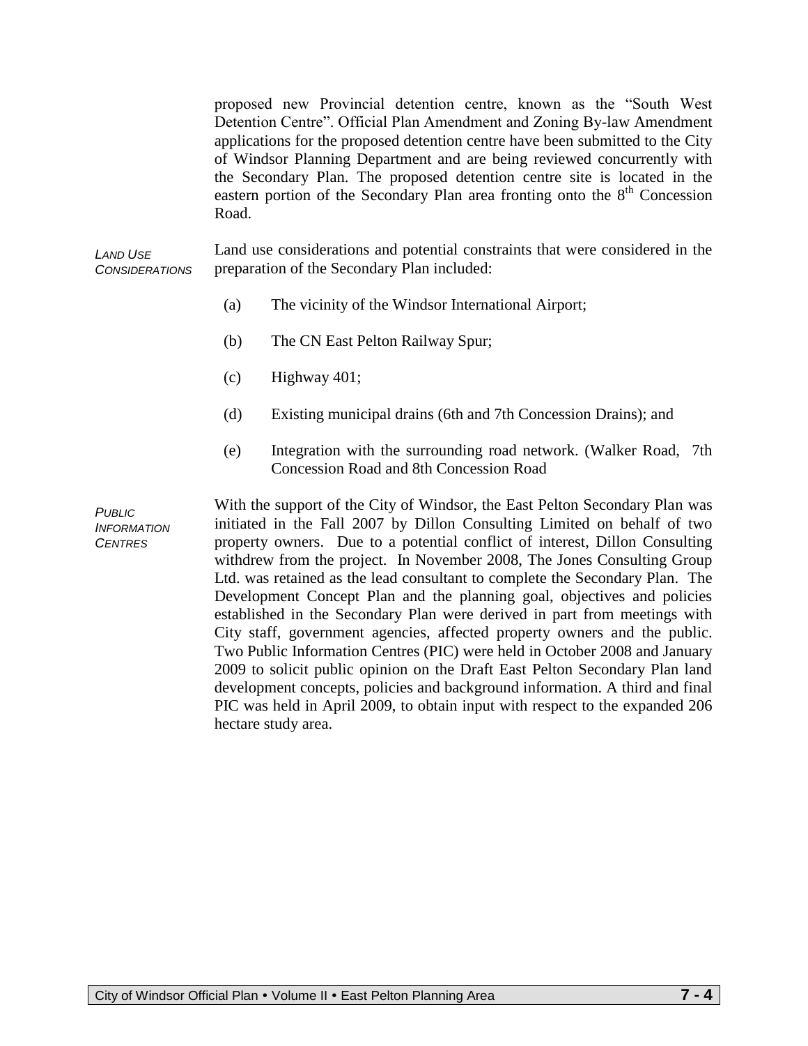proposed new Provincial detention centre, known as the "South West Detention Centre". Official Plan Amendment and Zoning By-law Amendment applications for the proposed detention centre have been submitted to the City of Windsor Planning Department and are being reviewed concurrently with the Secondary Plan. The proposed detention centre site is located in the eastern portion of the Secondary Plan area fronting onto the 8th Concession Road.

*LAND USE CONSIDERATIONS*

Land use considerations and potential constraints that were considered in the preparation of the Secondary Plan included:

(a) The vicinity of the Windsor International Airport;

(b) The CN East Pelton Railway Spur;

(c) Highway 401;

(d) Existing municipal drains (6th and 7th Concession Drains); and

(e) Integration with the surrounding road network. (Walker Road, 7th Concession Road and 8th Concession Road

*PUBLIC INFORMATION CENTRES*

With the support of the City of Windsor, the East Pelton Secondary Plan was initiated in the Fall 2007 by Dillon Consulting Limited on behalf of two property owners. Due to a potential conflict of interest, Dillon Consulting withdrew from the project. In November 2008, The Jones Consulting Group Ltd. was retained as the lead consultant to complete the Secondary Plan. The Development Concept Plan and the planning goal, objectives and policies established in the Secondary Plan were derived in part from meetings with City staff, government agencies, affected property owners and the public. Two Public Information Centres (PIC) were held in October 2008 and January 2009 to solicit public opinion on the Draft East Pelton Secondary Plan land development concepts, policies and background information. A third and final PIC was held in April 2009, to obtain input with respect to the expanded 206 hectare study area.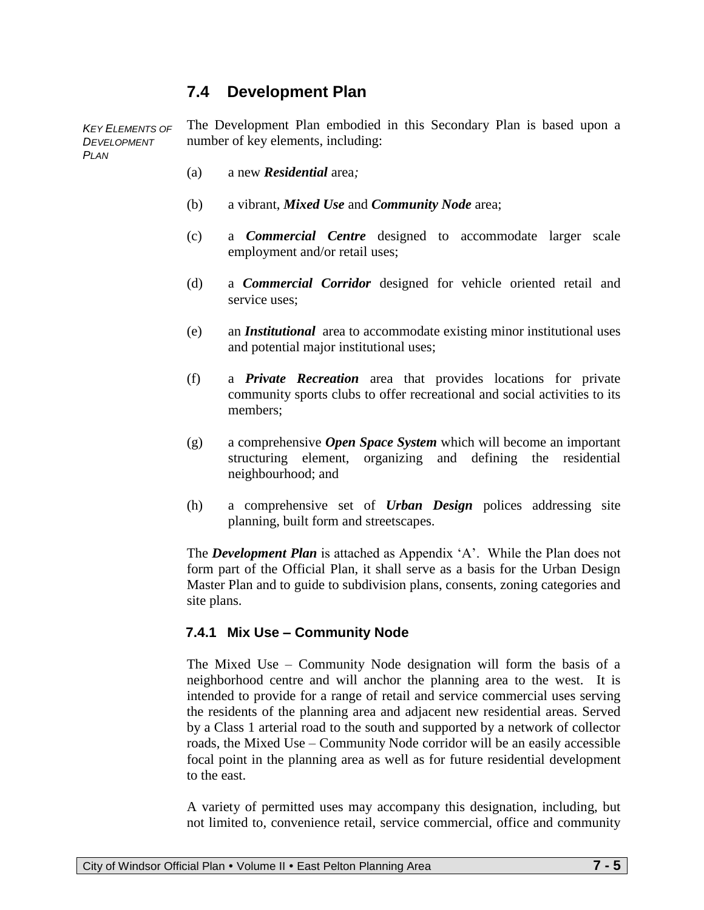## 7.4 Development Plan

*KEY ELEMENTS OF DEVELOPMENT PLAN*

The Development Plan embodied in this Secondary Plan is based upon a number of key elements, including:

(a) a new ***Residential*** area*;*

(b) a vibrant, ***Mixed Use*** and ***Community Node*** area;

(c) a ***Commercial Centre*** designed to accommodate larger scale employment and/or retail uses;

(d) a ***Commercial Corridor*** designed for vehicle oriented retail and service uses;

(e) an ***Institutional*** area to accommodate existing minor institutional uses and potential major institutional uses;

(f) a ***Private Recreation*** area that provides locations for private community sports clubs to offer recreational and social activities to its members;

(g) a comprehensive ***Open Space System*** which will become an important structuring element, organizing and defining the residential neighbourhood; and

(h) a comprehensive set of ***Urban Design*** polices addressing site planning, built form and streetscapes.

The ***Development Plan*** is attached as Appendix 'A'. While the Plan does not form part of the Official Plan, it shall serve as a basis for the Urban Design Master Plan and to guide to subdivision plans, consents, zoning categories and site plans.

### 7.4.1 Mix Use – Community Node

The Mixed Use – Community Node designation will form the basis of a neighborhood centre and will anchor the planning area to the west. It is intended to provide for a range of retail and service commercial uses serving the residents of the planning area and adjacent new residential areas. Served by a Class 1 arterial road to the south and supported by a network of collector roads, the Mixed Use – Community Node corridor will be an easily accessible focal point in the planning area as well as for future residential development to the east.

A variety of permitted uses may accompany this designation, including, but not limited to, convenience retail, service commercial, office and community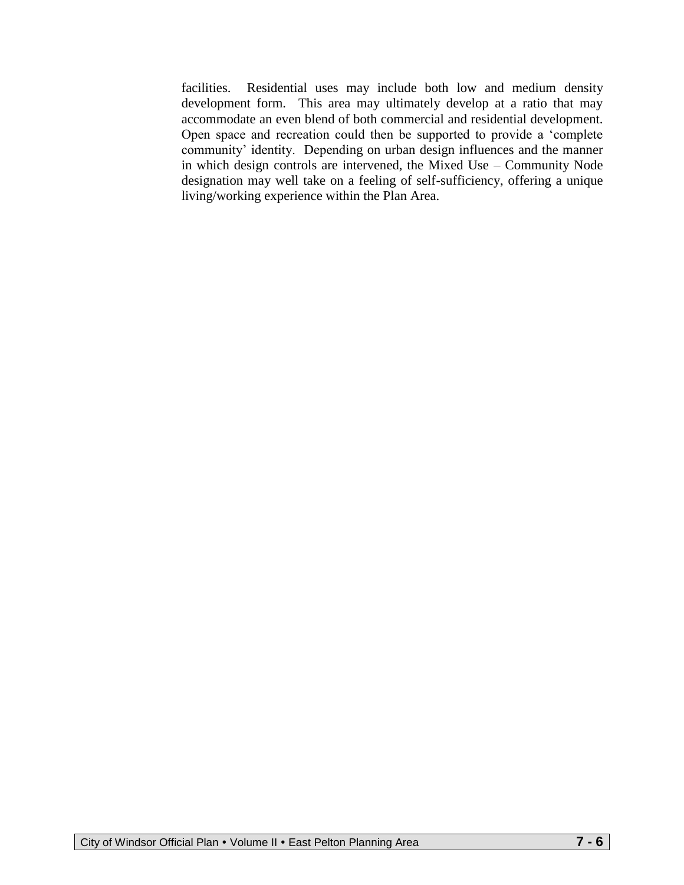facilities. Residential uses may include both low and medium density development form. This area may ultimately develop at a ratio that may accommodate an even blend of both commercial and residential development. Open space and recreation could then be supported to provide a 'complete community' identity. Depending on urban design influences and the manner in which design controls are intervened, the Mixed Use – Community Node designation may well take on a feeling of self-sufficiency, offering a unique living/working experience within the Plan Area.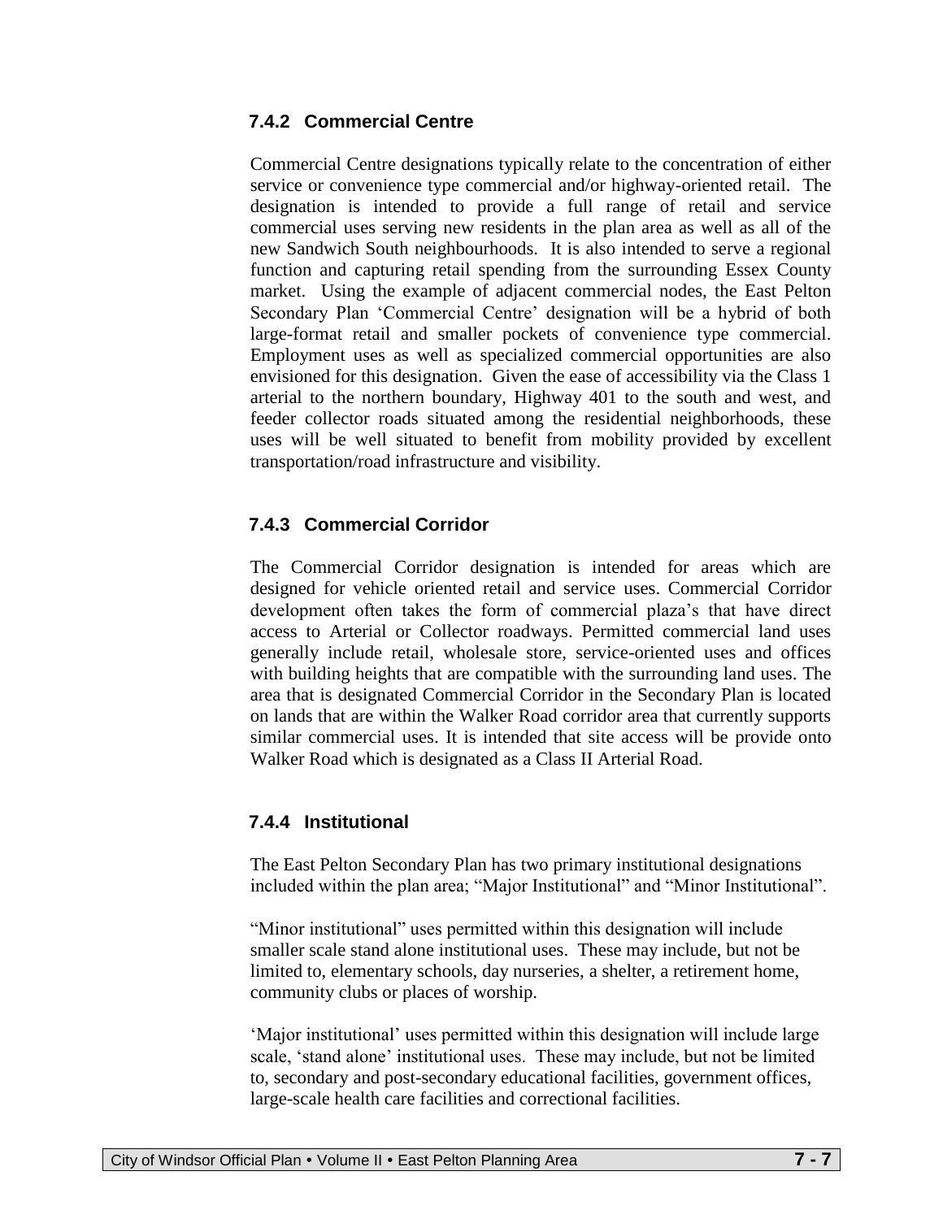### 7.4.2 Commercial Centre

Commercial Centre designations typically relate to the concentration of either service or convenience type commercial and/or highway-oriented retail. The designation is intended to provide a full range of retail and service commercial uses serving new residents in the plan area as well as all of the new Sandwich South neighbourhoods. It is also intended to serve a regional function and capturing retail spending from the surrounding Essex County market. Using the example of adjacent commercial nodes, the East Pelton Secondary Plan 'Commercial Centre' designation will be a hybrid of both large-format retail and smaller pockets of convenience type commercial. Employment uses as well as specialized commercial opportunities are also envisioned for this designation. Given the ease of accessibility via the Class 1 arterial to the northern boundary, Highway 401 to the south and west, and feeder collector roads situated among the residential neighborhoods, these uses will be well situated to benefit from mobility provided by excellent transportation/road infrastructure and visibility.

### 7.4.3 Commercial Corridor

The Commercial Corridor designation is intended for areas which are designed for vehicle oriented retail and service uses. Commercial Corridor development often takes the form of commercial plaza's that have direct access to Arterial or Collector roadways. Permitted commercial land uses generally include retail, wholesale store, service-oriented uses and offices with building heights that are compatible with the surrounding land uses. The area that is designated Commercial Corridor in the Secondary Plan is located on lands that are within the Walker Road corridor area that currently supports similar commercial uses. It is intended that site access will be provide onto Walker Road which is designated as a Class II Arterial Road.

### 7.4.4 Institutional

The East Pelton Secondary Plan has two primary institutional designations included within the plan area; "Major Institutional" and "Minor Institutional".

"Minor institutional" uses permitted within this designation will include smaller scale stand alone institutional uses. These may include, but not be limited to, elementary schools, day nurseries, a shelter, a retirement home, community clubs or places of worship.

'Major institutional' uses permitted within this designation will include large scale, 'stand alone' institutional uses. These may include, but not be limited to, secondary and post-secondary educational facilities, government offices, large-scale health care facilities and correctional facilities.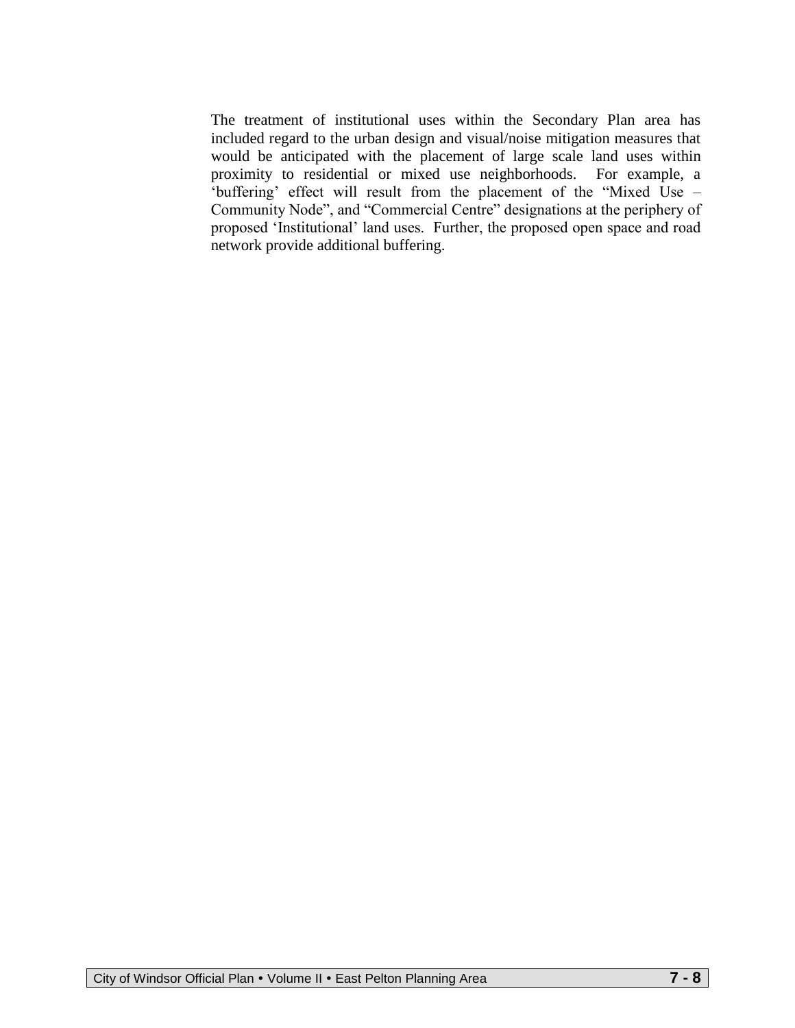The treatment of institutional uses within the Secondary Plan area has included regard to the urban design and visual/noise mitigation measures that would be anticipated with the placement of large scale land uses within proximity to residential or mixed use neighborhoods.  For example, a 'buffering' effect will result from the placement of the "Mixed Use – Community Node", and "Commercial Centre" designations at the periphery of proposed 'Institutional' land uses.  Further, the proposed open space and road network provide additional buffering.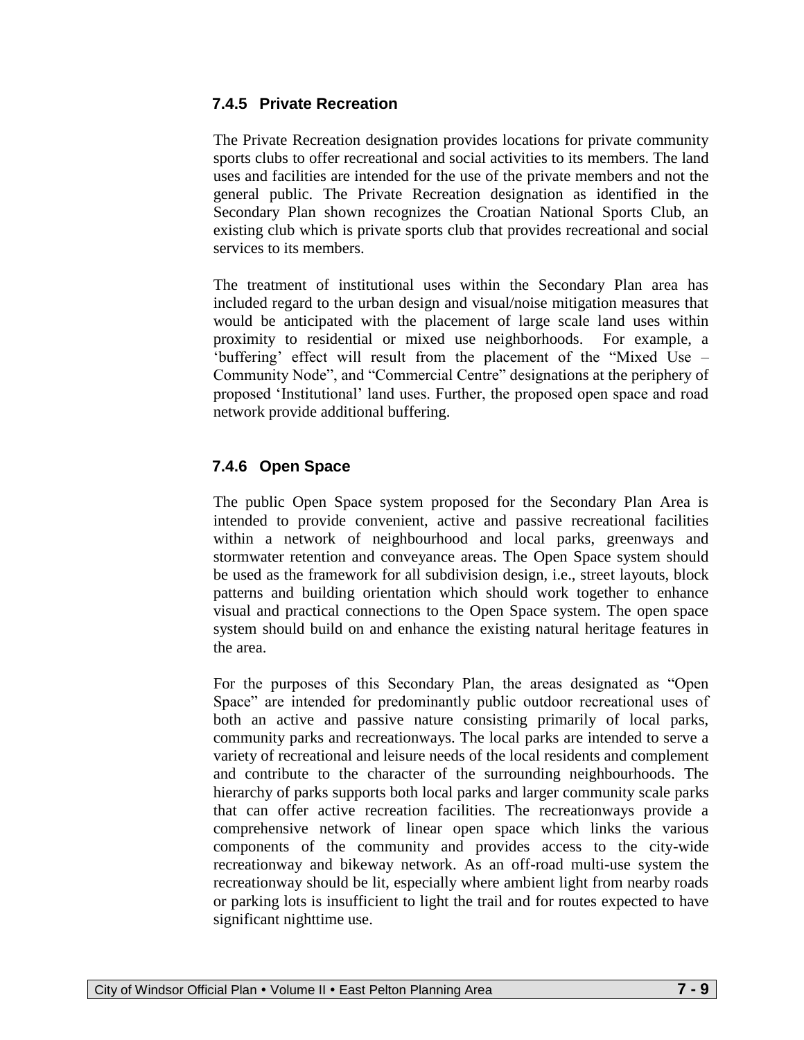### 7.4.5 Private Recreation

The Private Recreation designation provides locations for private community sports clubs to offer recreational and social activities to its members. The land uses and facilities are intended for the use of the private members and not the general public. The Private Recreation designation as identified in the Secondary Plan shown recognizes the Croatian National Sports Club, an existing club which is private sports club that provides recreational and social services to its members.

The treatment of institutional uses within the Secondary Plan area has included regard to the urban design and visual/noise mitigation measures that would be anticipated with the placement of large scale land uses within proximity to residential or mixed use neighborhoods. For example, a 'buffering' effect will result from the placement of the "Mixed Use – Community Node", and "Commercial Centre" designations at the periphery of proposed 'Institutional' land uses. Further, the proposed open space and road network provide additional buffering.

### 7.4.6 Open Space

The public Open Space system proposed for the Secondary Plan Area is intended to provide convenient, active and passive recreational facilities within a network of neighbourhood and local parks, greenways and stormwater retention and conveyance areas. The Open Space system should be used as the framework for all subdivision design, i.e., street layouts, block patterns and building orientation which should work together to enhance visual and practical connections to the Open Space system. The open space system should build on and enhance the existing natural heritage features in the area.

For the purposes of this Secondary Plan, the areas designated as "Open Space" are intended for predominantly public outdoor recreational uses of both an active and passive nature consisting primarily of local parks, community parks and recreationways. The local parks are intended to serve a variety of recreational and leisure needs of the local residents and complement and contribute to the character of the surrounding neighbourhoods. The hierarchy of parks supports both local parks and larger community scale parks that can offer active recreation facilities. The recreationways provide a comprehensive network of linear open space which links the various components of the community and provides access to the city-wide recreationway and bikeway network. As an off-road multi-use system the recreationway should be lit, especially where ambient light from nearby roads or parking lots is insufficient to light the trail and for routes expected to have significant nighttime use.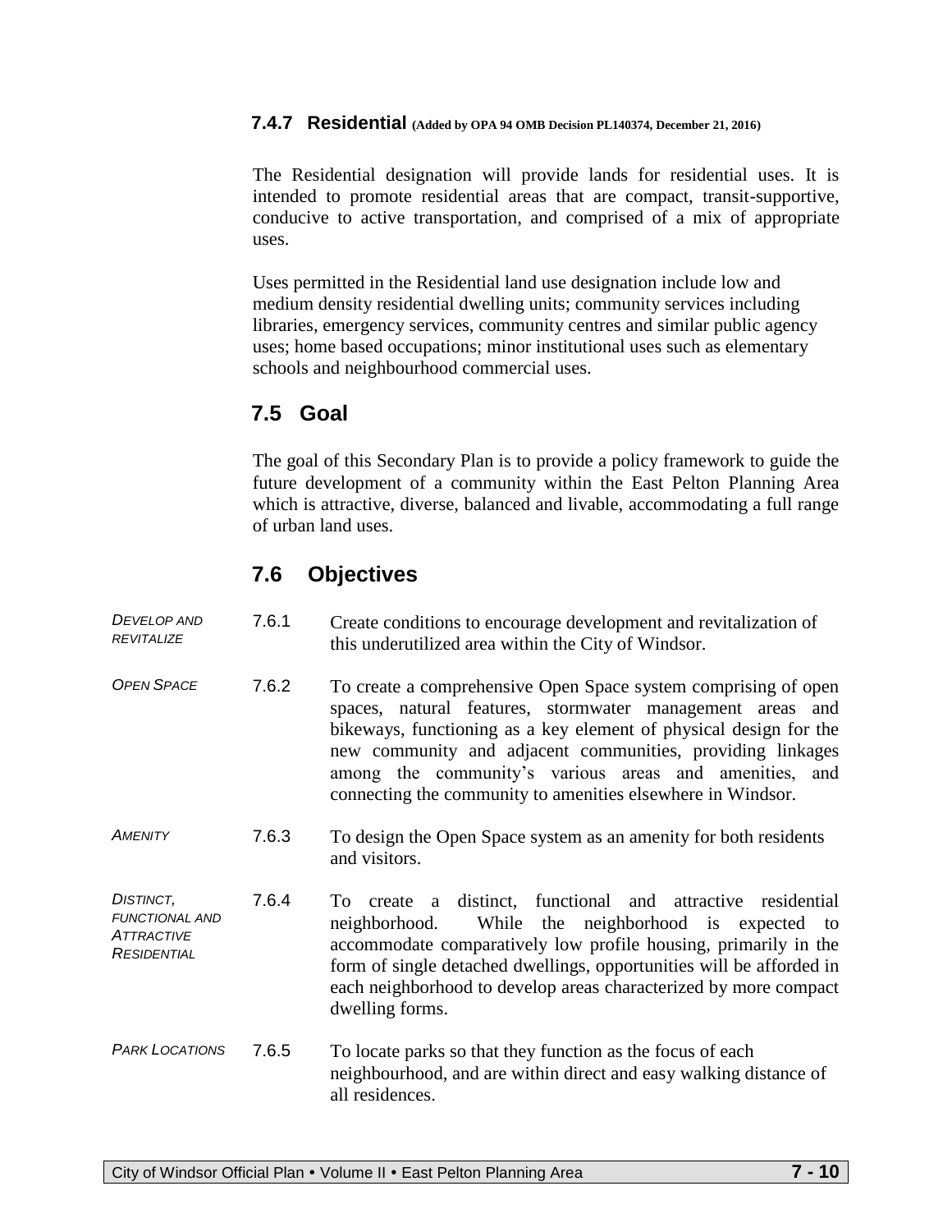### 7.4.7 Residential (Added by OPA 94 OMB Decision PL140374, December 21, 2016)

The Residential designation will provide lands for residential uses. It is intended to promote residential areas that are compact, transit-supportive, conducive to active transportation, and comprised of a mix of appropriate uses.

Uses permitted in the Residential land use designation include low and medium density residential dwelling units; community services including libraries, emergency services, community centres and similar public agency uses; home based occupations; minor institutional uses such as elementary schools and neighbourhood commercial uses.

## 7.5 Goal

The goal of this Secondary Plan is to provide a policy framework to guide the future development of a community within the East Pelton Planning Area which is attractive, diverse, balanced and livable, accommodating a full range of urban land uses.

## 7.6 Objectives

*Develop and Revitalize*

7.6.1 Create conditions to encourage development and revitalization of this underutilized area within the City of Windsor.

*Open Space*

7.6.2 To create a comprehensive Open Space system comprising of open spaces, natural features, stormwater management areas and bikeways, functioning as a key element of physical design for the new community and adjacent communities, providing linkages among the community's various areas and amenities, and connecting the community to amenities elsewhere in Windsor.

*Amenity*

7.6.3 To design the Open Space system as an amenity for both residents and visitors.

*Distinct, Functional and Attractive Residential*

7.6.4 To create a distinct, functional and attractive residential neighborhood. While the neighborhood is expected to accommodate comparatively low profile housing, primarily in the form of single detached dwellings, opportunities will be afforded in each neighborhood to develop areas characterized by more compact dwelling forms.

*Park Locations*

7.6.5 To locate parks so that they function as the focus of each neighbourhood, and are within direct and easy walking distance of all residences.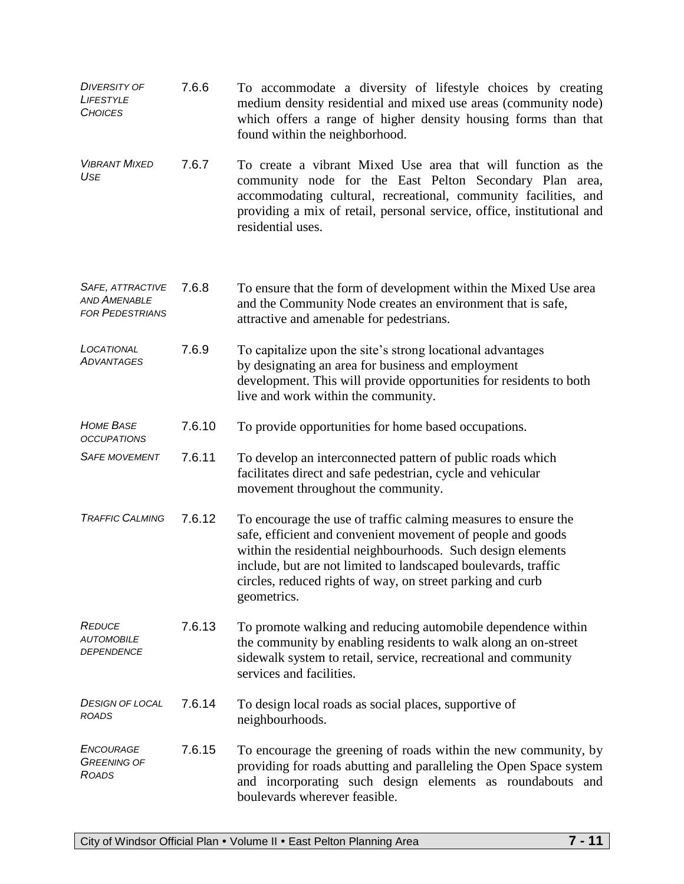*DIVERSITY OF LIFESTYLE CHOICES*

7.6.6 To accommodate a diversity of lifestyle choices by creating medium density residential and mixed use areas (community node) which offers a range of higher density housing forms than that found within the neighborhood.

*VIBRANT MIXED USE*

7.6.7 To create a vibrant Mixed Use area that will function as the community node for the East Pelton Secondary Plan area, accommodating cultural, recreational, community facilities, and providing a mix of retail, personal service, office, institutional and residential uses.

*SAFE, ATTRACTIVE AND AMENABLE FOR PEDESTRIANS*

7.6.8 To ensure that the form of development within the Mixed Use area and the Community Node creates an environment that is safe, attractive and amenable for pedestrians.

*LOCATIONAL ADVANTAGES*

7.6.9 To capitalize upon the site's strong locational advantages by designating an area for business and employment development. This will provide opportunities for residents to both live and work within the community.

*HOME BASE OCCUPATIONS*

7.6.10 To provide opportunities for home based occupations.

*SAFE MOVEMENT*

7.6.11 To develop an interconnected pattern of public roads which facilitates direct and safe pedestrian, cycle and vehicular movement throughout the community.

*TRAFFIC CALMING*

7.6.12 To encourage the use of traffic calming measures to ensure the safe, efficient and convenient movement of people and goods within the residential neighbourhoods. Such design elements include, but are not limited to landscaped boulevards, traffic circles, reduced rights of way, on street parking and curb geometrics.

*REDUCE AUTOMOBILE DEPENDENCE*

7.6.13 To promote walking and reducing automobile dependence within the community by enabling residents to walk along an on-street sidewalk system to retail, service, recreational and community services and facilities.

*DESIGN OF LOCAL ROADS*

7.6.14 To design local roads as social places, supportive of neighbourhoods.

*ENCOURAGE GREENING OF ROADS*

7.6.15 To encourage the greening of roads within the new community, by providing for roads abutting and paralleling the Open Space system and incorporating such design elements as roundabouts and boulevards wherever feasible.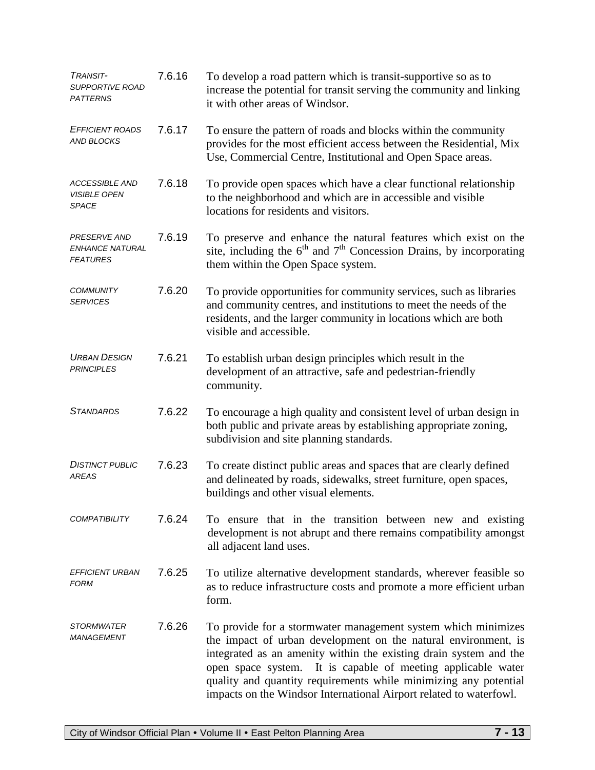*TRANSIT-SUPPORTIVE ROAD PATTERNS*

7.6.16 To develop a road pattern which is transit-supportive so as to increase the potential for transit serving the community and linking it with other areas of Windsor.

*EFFICIENT ROADS AND BLOCKS*

7.6.17 To ensure the pattern of roads and blocks within the community provides for the most efficient access between the Residential, Mix Use, Commercial Centre, Institutional and Open Space areas.

*ACCESSIBLE AND VISIBLE OPEN SPACE*

7.6.18 To provide open spaces which have a clear functional relationship to the neighborhood and which are in accessible and visible locations for residents and visitors.

*PRESERVE AND ENHANCE NATURAL FEATURES*

7.6.19 To preserve and enhance the natural features which exist on the site, including the 6th and 7th Concession Drains, by incorporating them within the Open Space system.

*COMMUNITY SERVICES*

7.6.20 To provide opportunities for community services, such as libraries and community centres, and institutions to meet the needs of the residents, and the larger community in locations which are both visible and accessible.

*URBAN DESIGN PRINCIPLES*

7.6.21 To establish urban design principles which result in the development of an attractive, safe and pedestrian-friendly community.

*STANDARDS*

7.6.22 To encourage a high quality and consistent level of urban design in both public and private areas by establishing appropriate zoning, subdivision and site planning standards.

*DISTINCT PUBLIC AREAS*

7.6.23 To create distinct public areas and spaces that are clearly defined and delineated by roads, sidewalks, street furniture, open spaces, buildings and other visual elements.

*COMPATIBILITY*

7.6.24 To ensure that in the transition between new and existing development is not abrupt and there remains compatibility amongst all adjacent land uses.

*EFFICIENT URBAN FORM*

7.6.25 To utilize alternative development standards, wherever feasible so as to reduce infrastructure costs and promote a more efficient urban form.

*STORMWATER MANAGEMENT*

7.6.26 To provide for a stormwater management system which minimizes the impact of urban development on the natural environment, is integrated as an amenity within the existing drain system and the open space system. It is capable of meeting applicable water quality and quantity requirements while minimizing any potential impacts on the Windsor International Airport related to waterfowl.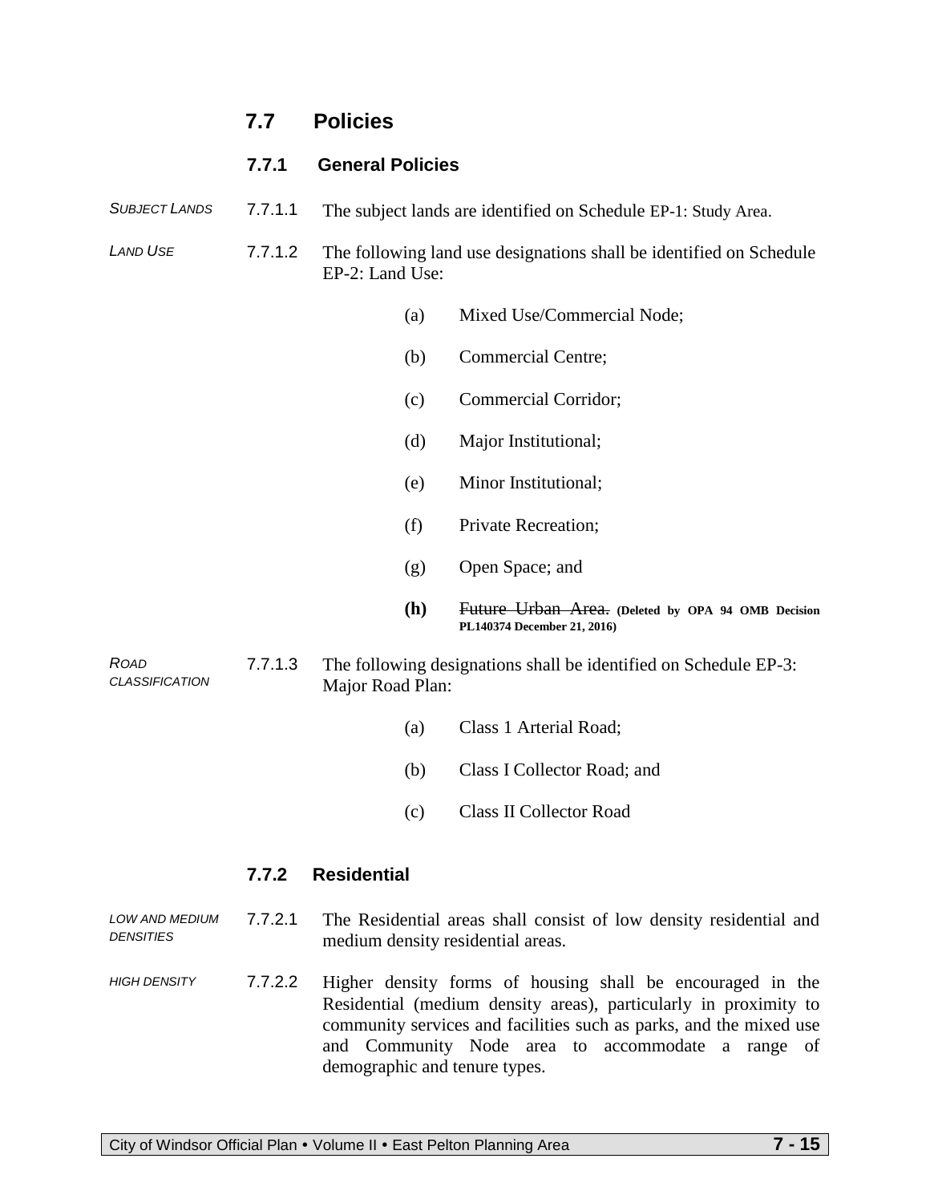## 7.7 Policies

### 7.7.1 General Policies

*SUBJECT LANDS* 7.7.1.1 The subject lands are identified on Schedule EP-1: Study Area.

*LAND USE* 7.7.1.2 The following land use designations shall be identified on Schedule EP-2: Land Use:

(a) Mixed Use/Commercial Node;

(b) Commercial Centre;

(c) Commercial Corridor;

(d) Major Institutional;

(e) Minor Institutional;

(f) Private Recreation;

(g) Open Space; and

**(h)** ~~Future Urban Area.~~ **(Deleted by OPA 94 OMB Decision PL140374 December 21, 2016)**

*ROAD CLASSIFICATION* 7.7.1.3 The following designations shall be identified on Schedule EP-3: Major Road Plan:

(a) Class 1 Arterial Road;

(b) Class I Collector Road; and

(c) Class II Collector Road

### 7.7.2 Residential

*LOW AND MEDIUM DENSITIES* 7.7.2.1 The Residential areas shall consist of low density residential and medium density residential areas.

*HIGH DENSITY* 7.7.2.2 Higher density forms of housing shall be encouraged in the Residential (medium density areas), particularly in proximity to community services and facilities such as parks, and the mixed use and Community Node area to accommodate a range of demographic and tenure types.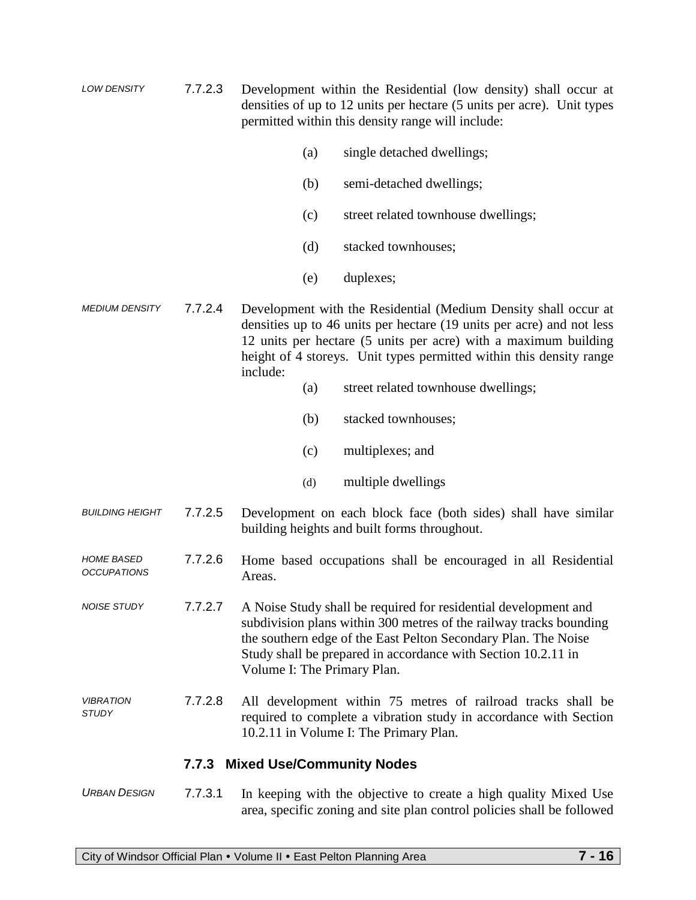*LOW DENSITY*

7.7.2.3 Development within the Residential (low density) shall occur at densities of up to 12 units per hectare (5 units per acre). Unit types permitted within this density range will include:

(a) single detached dwellings;

(b) semi-detached dwellings;

(c) street related townhouse dwellings;

(d) stacked townhouses;

(e) duplexes;

*MEDIUM DENSITY*

7.7.2.4 Development with the Residential (Medium Density shall occur at densities up to 46 units per hectare (19 units per acre) and not less 12 units per hectare (5 units per acre) with a maximum building height of 4 storeys. Unit types permitted within this density range include:

(a) street related townhouse dwellings;

(b) stacked townhouses;

(c) multiplexes; and

(d) multiple dwellings

*BUILDING HEIGHT*

7.7.2.5 Development on each block face (both sides) shall have similar building heights and built forms throughout.

*HOME BASED OCCUPATIONS*

7.7.2.6 Home based occupations shall be encouraged in all Residential Areas.

*NOISE STUDY*

7.7.2.7 A Noise Study shall be required for residential development and subdivision plans within 300 metres of the railway tracks bounding the southern edge of the East Pelton Secondary Plan. The Noise Study shall be prepared in accordance with Section 10.2.11 in Volume I: The Primary Plan.

*VIBRATION STUDY*

7.7.2.8 All development within 75 metres of railroad tracks shall be required to complete a vibration study in accordance with Section 10.2.11 in Volume I: The Primary Plan.

### 7.7.3 Mixed Use/Community Nodes

*URBAN DESIGN*

7.7.3.1 In keeping with the objective to create a high quality Mixed Use area, specific zoning and site plan control policies shall be followed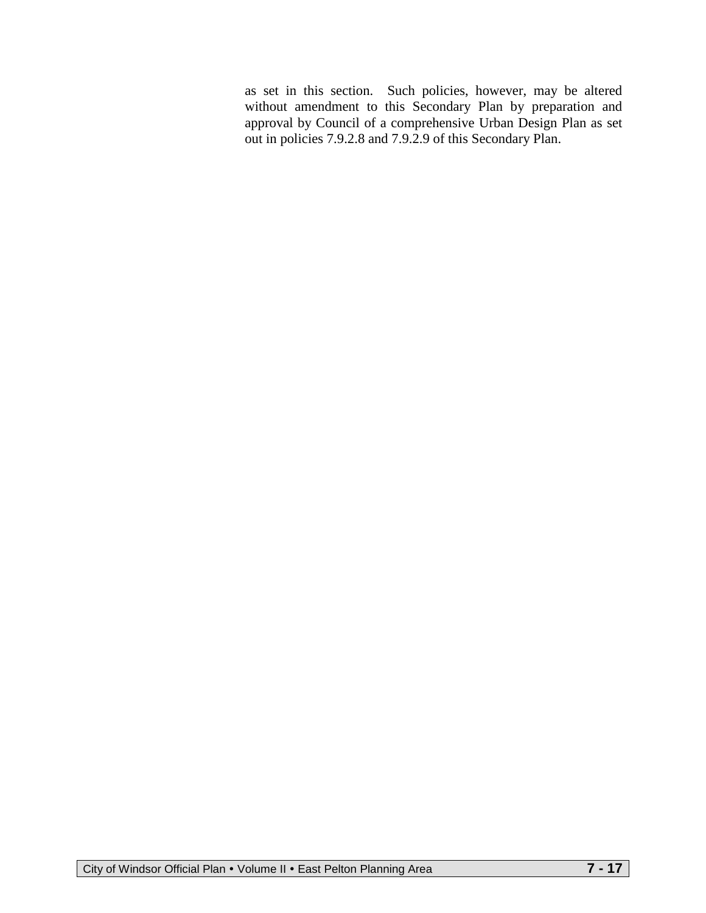as set in this section. Such policies, however, may be altered without amendment to this Secondary Plan by preparation and approval by Council of a comprehensive Urban Design Plan as set out in policies 7.9.2.8 and 7.9.2.9 of this Secondary Plan.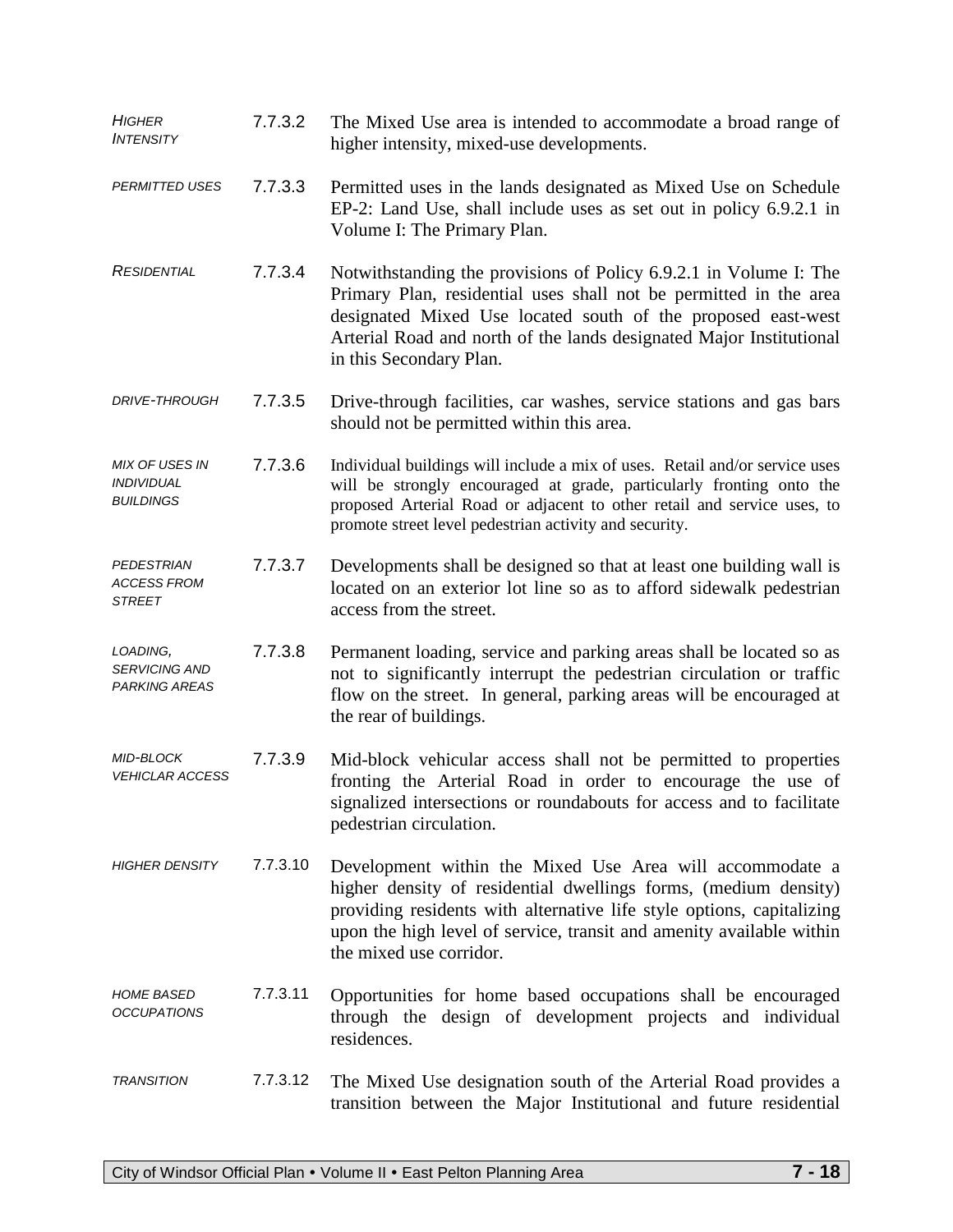*HIGHER INTENSITY* 7.7.3.2 The Mixed Use area is intended to accommodate a broad range of higher intensity, mixed-use developments.

*PERMITTED USES* 7.7.3.3 Permitted uses in the lands designated as Mixed Use on Schedule EP-2: Land Use, shall include uses as set out in policy 6.9.2.1 in Volume I: The Primary Plan.

*RESIDENTIAL* 7.7.3.4 Notwithstanding the provisions of Policy 6.9.2.1 in Volume I: The Primary Plan, residential uses shall not be permitted in the area designated Mixed Use located south of the proposed east-west Arterial Road and north of the lands designated Major Institutional in this Secondary Plan.

*DRIVE-THROUGH* 7.7.3.5 Drive-through facilities, car washes, service stations and gas bars should not be permitted within this area.

*MIX OF USES IN INDIVIDUAL BUILDINGS* 7.7.3.6 Individual buildings will include a mix of uses. Retail and/or service uses will be strongly encouraged at grade, particularly fronting onto the proposed Arterial Road or adjacent to other retail and service uses, to promote street level pedestrian activity and security.

*PEDESTRIAN ACCESS FROM STREET* 7.7.3.7 Developments shall be designed so that at least one building wall is located on an exterior lot line so as to afford sidewalk pedestrian access from the street.

*LOADING, SERVICING AND PARKING AREAS* 7.7.3.8 Permanent loading, service and parking areas shall be located so as not to significantly interrupt the pedestrian circulation or traffic flow on the street. In general, parking areas will be encouraged at the rear of buildings.

*MID-BLOCK VEHICLAR ACCESS* 7.7.3.9 Mid-block vehicular access shall not be permitted to properties fronting the Arterial Road in order to encourage the use of signalized intersections or roundabouts for access and to facilitate pedestrian circulation.

*HIGHER DENSITY* 7.7.3.10 Development within the Mixed Use Area will accommodate a higher density of residential dwellings forms, (medium density) providing residents with alternative life style options, capitalizing upon the high level of service, transit and amenity available within the mixed use corridor.

*HOME BASED OCCUPATIONS* 7.7.3.11 Opportunities for home based occupations shall be encouraged through the design of development projects and individual residences.

*TRANSITION* 7.7.3.12 The Mixed Use designation south of the Arterial Road provides a transition between the Major Institutional and future residential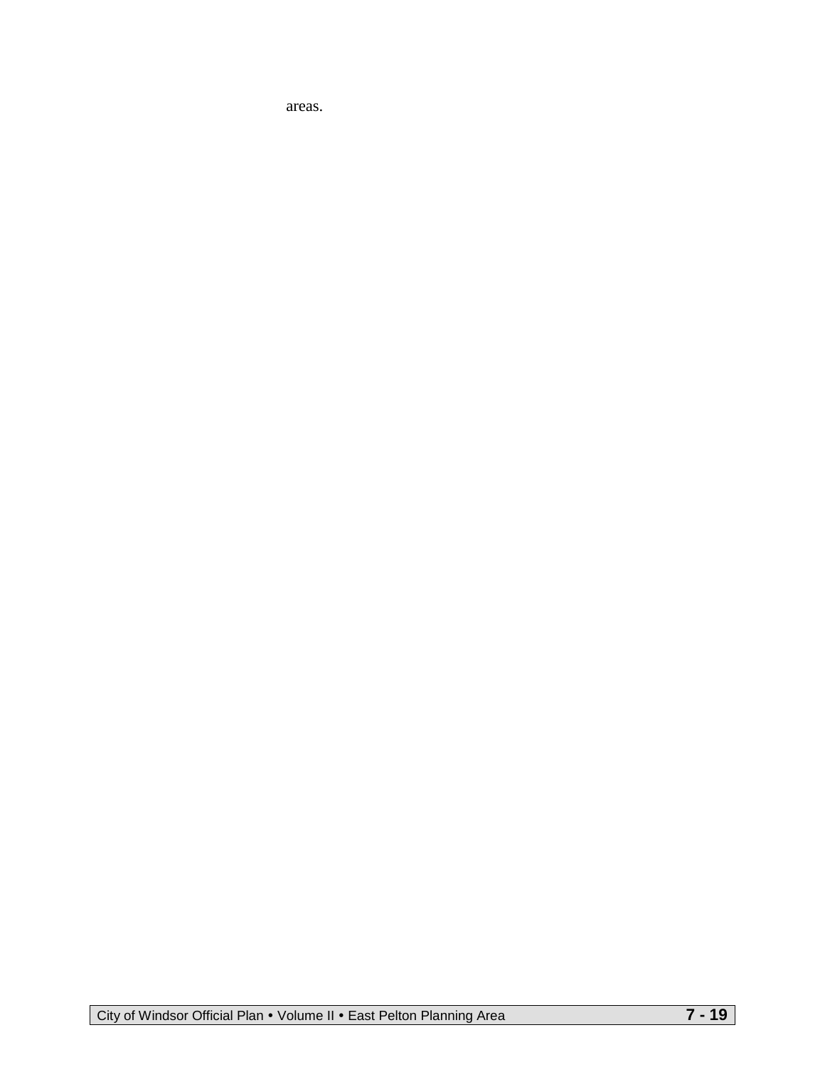areas.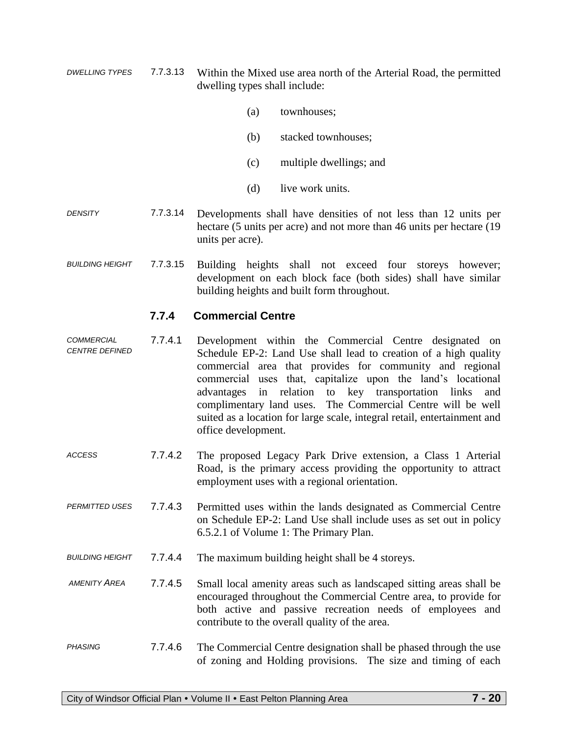*DWELLING TYPES* 7.7.3.13 Within the Mixed use area north of the Arterial Road, the permitted dwelling types shall include:

(a) townhouses;

(b) stacked townhouses;

(c) multiple dwellings; and

(d) live work units.

*DENSITY* 7.7.3.14 Developments shall have densities of not less than 12 units per hectare (5 units per acre) and not more than 46 units per hectare (19 units per acre).

*BUILDING HEIGHT* 7.7.3.15 Building heights shall not exceed four storeys however; development on each block face (both sides) shall have similar building heights and built form throughout.

### 7.7.4 Commercial Centre

*COMMERCIAL CENTRE DEFINED* 7.7.4.1 Development within the Commercial Centre designated on Schedule EP-2: Land Use shall lead to creation of a high quality commercial area that provides for community and regional commercial uses that, capitalize upon the land's locational advantages in relation to key transportation links and complimentary land uses. The Commercial Centre will be well suited as a location for large scale, integral retail, entertainment and office development.

*ACCESS* 7.7.4.2 The proposed Legacy Park Drive extension, a Class 1 Arterial Road, is the primary access providing the opportunity to attract employment uses with a regional orientation.

*PERMITTED USES* 7.7.4.3 Permitted uses within the lands designated as Commercial Centre on Schedule EP-2: Land Use shall include uses as set out in policy 6.5.2.1 of Volume 1: The Primary Plan.

*BUILDING HEIGHT* 7.7.4.4 The maximum building height shall be 4 storeys.

*AMENITY AREA* 7.7.4.5 Small local amenity areas such as landscaped sitting areas shall be encouraged throughout the Commercial Centre area, to provide for both active and passive recreation needs of employees and contribute to the overall quality of the area.

*PHASING* 7.7.4.6 The Commercial Centre designation shall be phased through the use of zoning and Holding provisions. The size and timing of each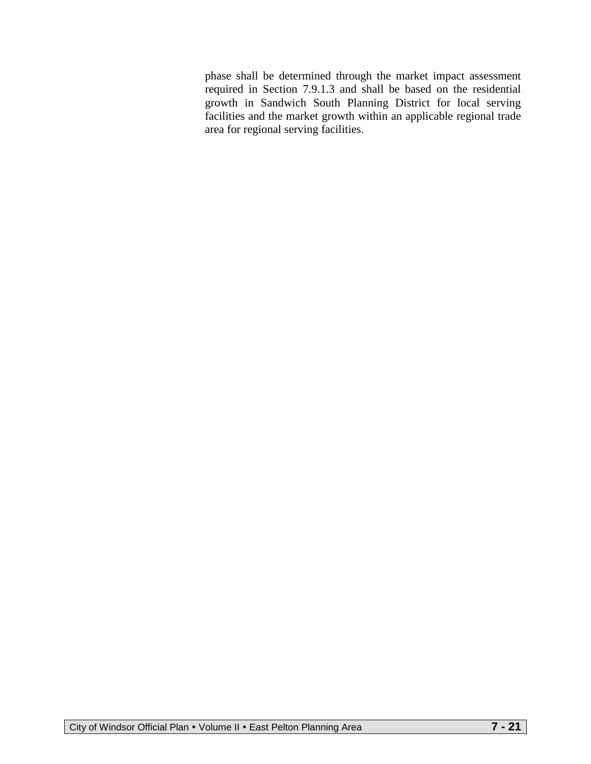phase shall be determined through the market impact assessment required in Section 7.9.1.3 and shall be based on the residential growth in Sandwich South Planning District for local serving facilities and the market growth within an applicable regional trade area for regional serving facilities.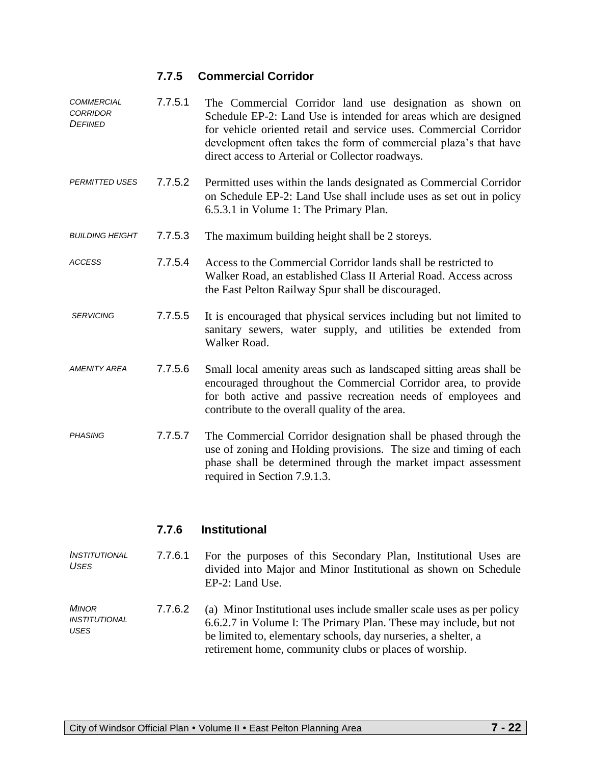### 7.7.5 Commercial Corridor

*COMMERCIAL CORRIDOR DEFINED*

7.7.5.1 The Commercial Corridor land use designation as shown on Schedule EP-2: Land Use is intended for areas which are designed for vehicle oriented retail and service uses. Commercial Corridor development often takes the form of commercial plaza's that have direct access to Arterial or Collector roadways.

*PERMITTED USES*

7.7.5.2 Permitted uses within the lands designated as Commercial Corridor on Schedule EP-2: Land Use shall include uses as set out in policy 6.5.3.1 in Volume 1: The Primary Plan.

*BUILDING HEIGHT*

7.7.5.3 The maximum building height shall be 2 storeys.

*ACCESS*

7.7.5.4 Access to the Commercial Corridor lands shall be restricted to Walker Road, an established Class II Arterial Road. Access across the East Pelton Railway Spur shall be discouraged.

*SERVICING*

7.7.5.5 It is encouraged that physical services including but not limited to sanitary sewers, water supply, and utilities be extended from Walker Road.

*AMENITY AREA*

7.7.5.6 Small local amenity areas such as landscaped sitting areas shall be encouraged throughout the Commercial Corridor area, to provide for both active and passive recreation needs of employees and contribute to the overall quality of the area.

*PHASING*

7.7.5.7 The Commercial Corridor designation shall be phased through the use of zoning and Holding provisions. The size and timing of each phase shall be determined through the market impact assessment required in Section 7.9.1.3.

### 7.7.6 Institutional

*INSTITUTIONAL USES*

7.7.6.1 For the purposes of this Secondary Plan, Institutional Uses are divided into Major and Minor Institutional as shown on Schedule EP-2: Land Use.

*MINOR INSTITUTIONAL USES*

7.7.6.2 (a) Minor Institutional uses include smaller scale uses as per policy 6.6.2.7 in Volume I: The Primary Plan. These may include, but not be limited to, elementary schools, day nurseries, a shelter, a retirement home, community clubs or places of worship.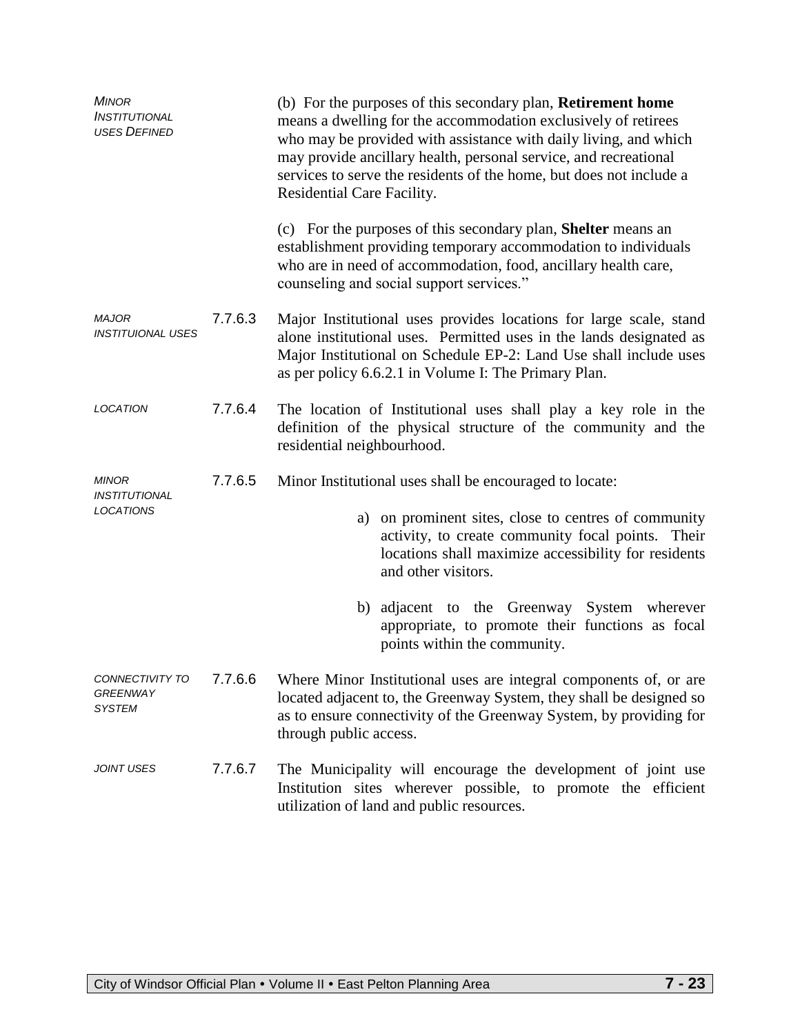*MINOR INSTITUTIONAL USES DEFINED*

(b) For the purposes of this secondary plan, **Retirement home** means a dwelling for the accommodation exclusively of retirees who may be provided with assistance with daily living, and which may provide ancillary health, personal service, and recreational services to serve the residents of the home, but does not include a Residential Care Facility.

(c) For the purposes of this secondary plan, **Shelter** means an establishment providing temporary accommodation to individuals who are in need of accommodation, food, ancillary health care, counseling and social support services."

*MAJOR INSTITUIONAL USES*

7.7.6.3 Major Institutional uses provides locations for large scale, stand alone institutional uses. Permitted uses in the lands designated as Major Institutional on Schedule EP-2: Land Use shall include uses as per policy 6.6.2.1 in Volume I: The Primary Plan.

*LOCATION*

7.7.6.4 The location of Institutional uses shall play a key role in the definition of the physical structure of the community and the residential neighbourhood.

*MINOR INSTITUTIONAL LOCATIONS*

7.7.6.5 Minor Institutional uses shall be encouraged to locate:

a) on prominent sites, close to centres of community activity, to create community focal points. Their locations shall maximize accessibility for residents and other visitors.

b) adjacent to the Greenway System wherever appropriate, to promote their functions as focal points within the community.

*CONNECTIVITY TO GREENWAY SYSTEM*

7.7.6.6 Where Minor Institutional uses are integral components of, or are located adjacent to, the Greenway System, they shall be designed so as to ensure connectivity of the Greenway System, by providing for through public access.

*JOINT USES*

7.7.6.7 The Municipality will encourage the development of joint use Institution sites wherever possible, to promote the efficient utilization of land and public resources.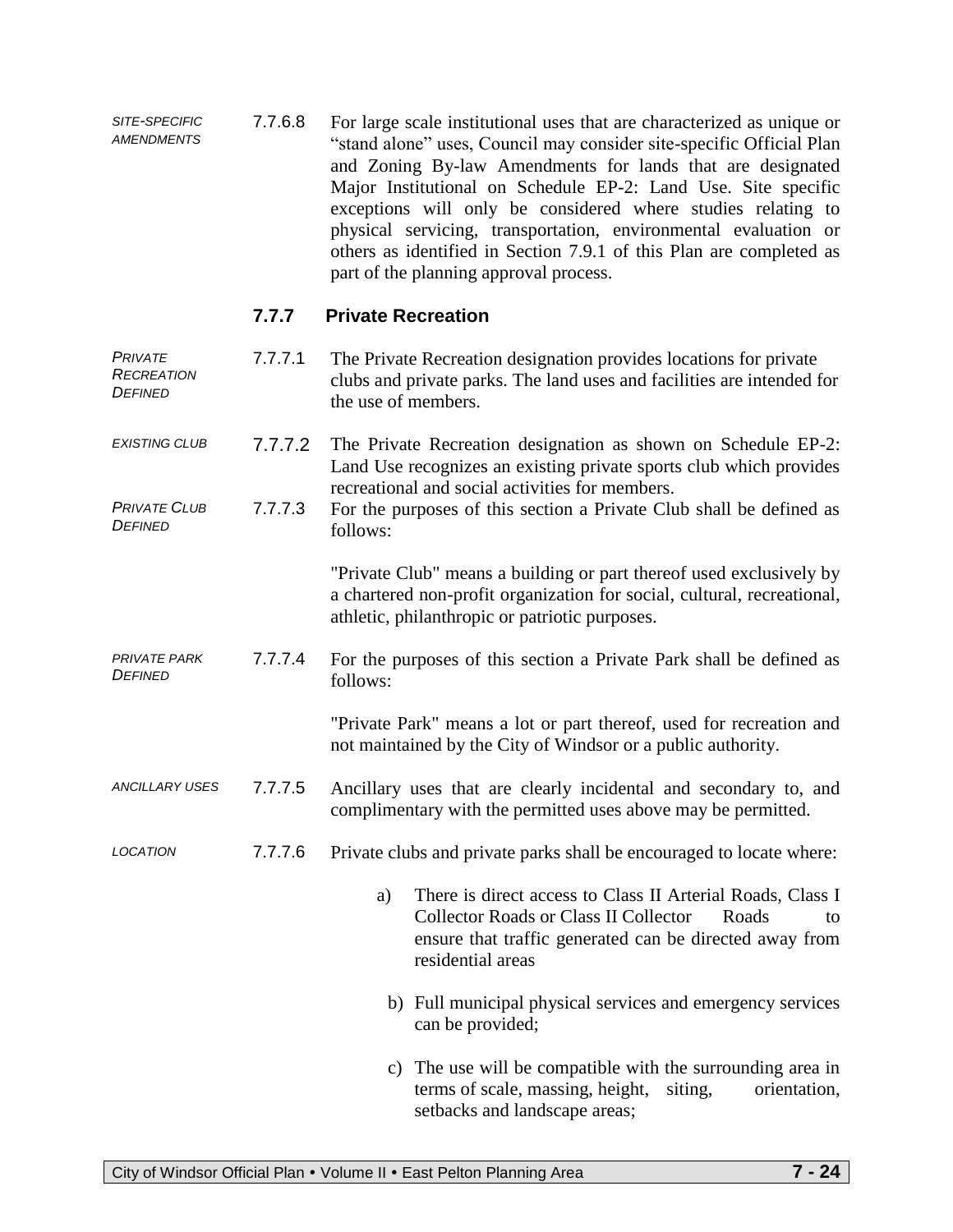*SITE-SPECIFIC AMENDMENTS*

7.7.6.8 For large scale institutional uses that are characterized as unique or "stand alone" uses, Council may consider site-specific Official Plan and Zoning By-law Amendments for lands that are designated Major Institutional on Schedule EP-2: Land Use. Site specific exceptions will only be considered where studies relating to physical servicing, transportation, environmental evaluation or others as identified in Section 7.9.1 of this Plan are completed as part of the planning approval process.

### 7.7.7 Private Recreation

*PRIVATE RECREATION DEFINED*

7.7.7.1 The Private Recreation designation provides locations for private clubs and private parks. The land uses and facilities are intended for the use of members.

*EXISTING CLUB*

7.7.7.2 The Private Recreation designation as shown on Schedule EP-2: Land Use recognizes an existing private sports club which provides recreational and social activities for members.

*PRIVATE CLUB DEFINED*

7.7.7.3 For the purposes of this section a Private Club shall be defined as follows:

"Private Club" means a building or part thereof used exclusively by a chartered non-profit organization for social, cultural, recreational, athletic, philanthropic or patriotic purposes.

*PRIVATE PARK DEFINED*

7.7.7.4 For the purposes of this section a Private Park shall be defined as follows:

"Private Park" means a lot or part thereof, used for recreation and not maintained by the City of Windsor or a public authority.

*ANCILLARY USES*

7.7.7.5 Ancillary uses that are clearly incidental and secondary to, and complimentary with the permitted uses above may be permitted.

*LOCATION*

7.7.7.6 Private clubs and private parks shall be encouraged to locate where:

a) There is direct access to Class II Arterial Roads, Class I Collector Roads or Class II Collector Roads to ensure that traffic generated can be directed away from residential areas

b) Full municipal physical services and emergency services can be provided;

c) The use will be compatible with the surrounding area in terms of scale, massing, height, siting, orientation, setbacks and landscape areas;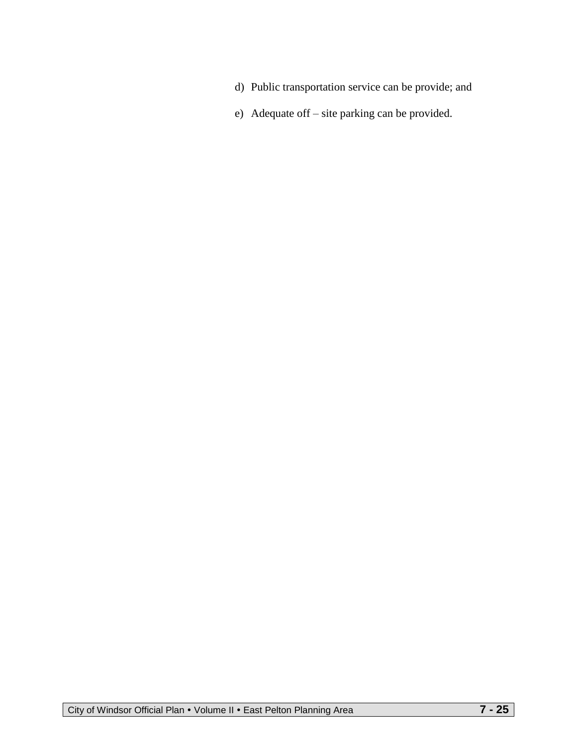d) Public transportation service can be provide; and

e) Adequate off – site parking can be provided.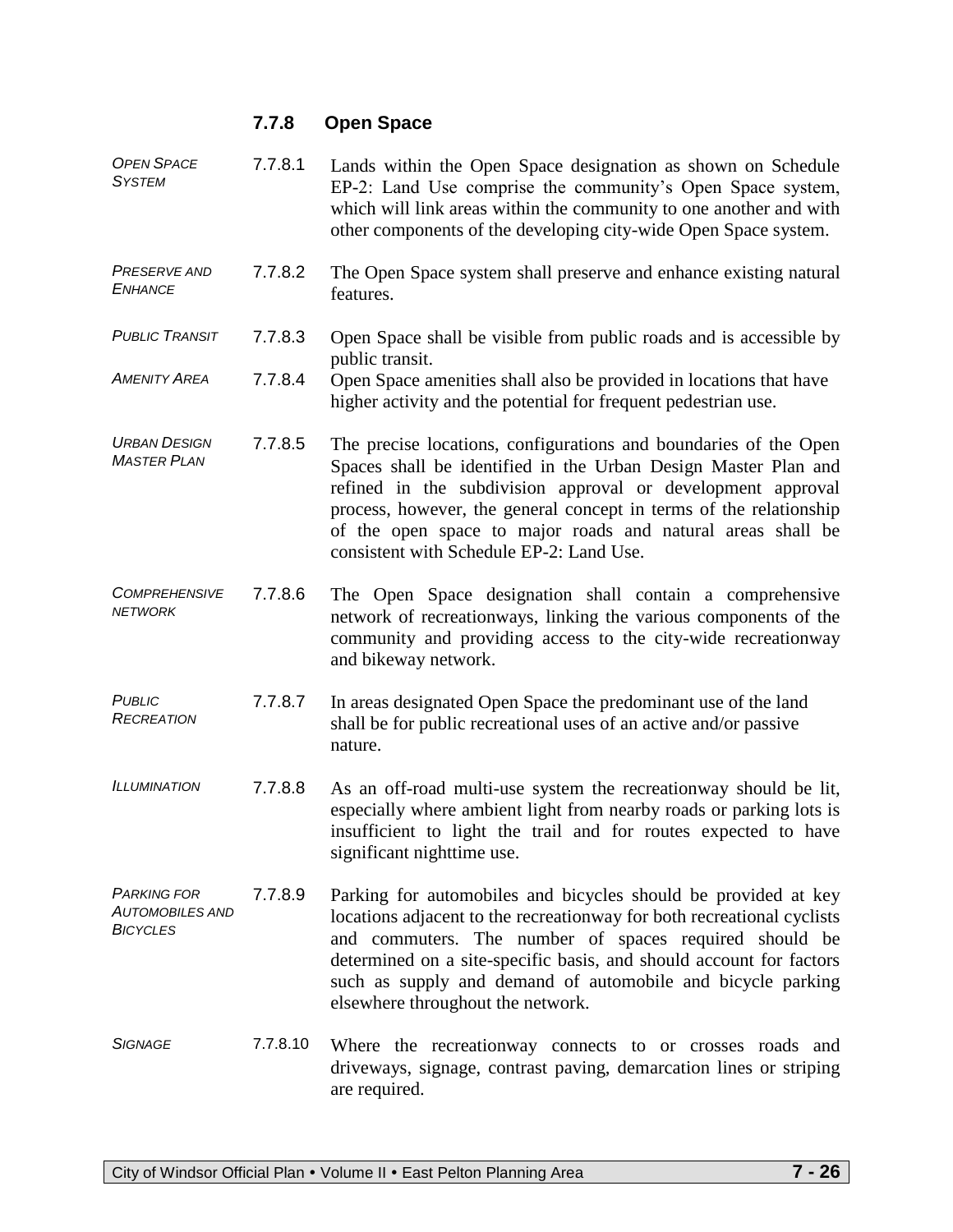### 7.7.8 Open Space

*OPEN SPACE SYSTEM*

7.7.8.1 Lands within the Open Space designation as shown on Schedule EP-2: Land Use comprise the community's Open Space system, which will link areas within the community to one another and with other components of the developing city-wide Open Space system.

*PRESERVE AND ENHANCE*

7.7.8.2 The Open Space system shall preserve and enhance existing natural features.

*PUBLIC TRANSIT*

7.7.8.3 Open Space shall be visible from public roads and is accessible by public transit.

*AMENITY AREA*

7.7.8.4 Open Space amenities shall also be provided in locations that have higher activity and the potential for frequent pedestrian use.

*URBAN DESIGN MASTER PLAN*

7.7.8.5 The precise locations, configurations and boundaries of the Open Spaces shall be identified in the Urban Design Master Plan and refined in the subdivision approval or development approval process, however, the general concept in terms of the relationship of the open space to major roads and natural areas shall be consistent with Schedule EP-2: Land Use.

*COMPREHENSIVE NETWORK*

7.7.8.6 The Open Space designation shall contain a comprehensive network of recreationways, linking the various components of the community and providing access to the city-wide recreationway and bikeway network.

*PUBLIC RECREATION*

7.7.8.7 In areas designated Open Space the predominant use of the land shall be for public recreational uses of an active and/or passive nature.

*ILLUMINATION*

7.7.8.8 As an off-road multi-use system the recreationway should be lit, especially where ambient light from nearby roads or parking lots is insufficient to light the trail and for routes expected to have significant nighttime use.

*PARKING FOR AUTOMOBILES AND BICYCLES*

7.7.8.9 Parking for automobiles and bicycles should be provided at key locations adjacent to the recreationway for both recreational cyclists and commuters. The number of spaces required should be determined on a site-specific basis, and should account for factors such as supply and demand of automobile and bicycle parking elsewhere throughout the network.

*SIGNAGE*

7.7.8.10 Where the recreationway connects to or crosses roads and driveways, signage, contrast paving, demarcation lines or striping are required.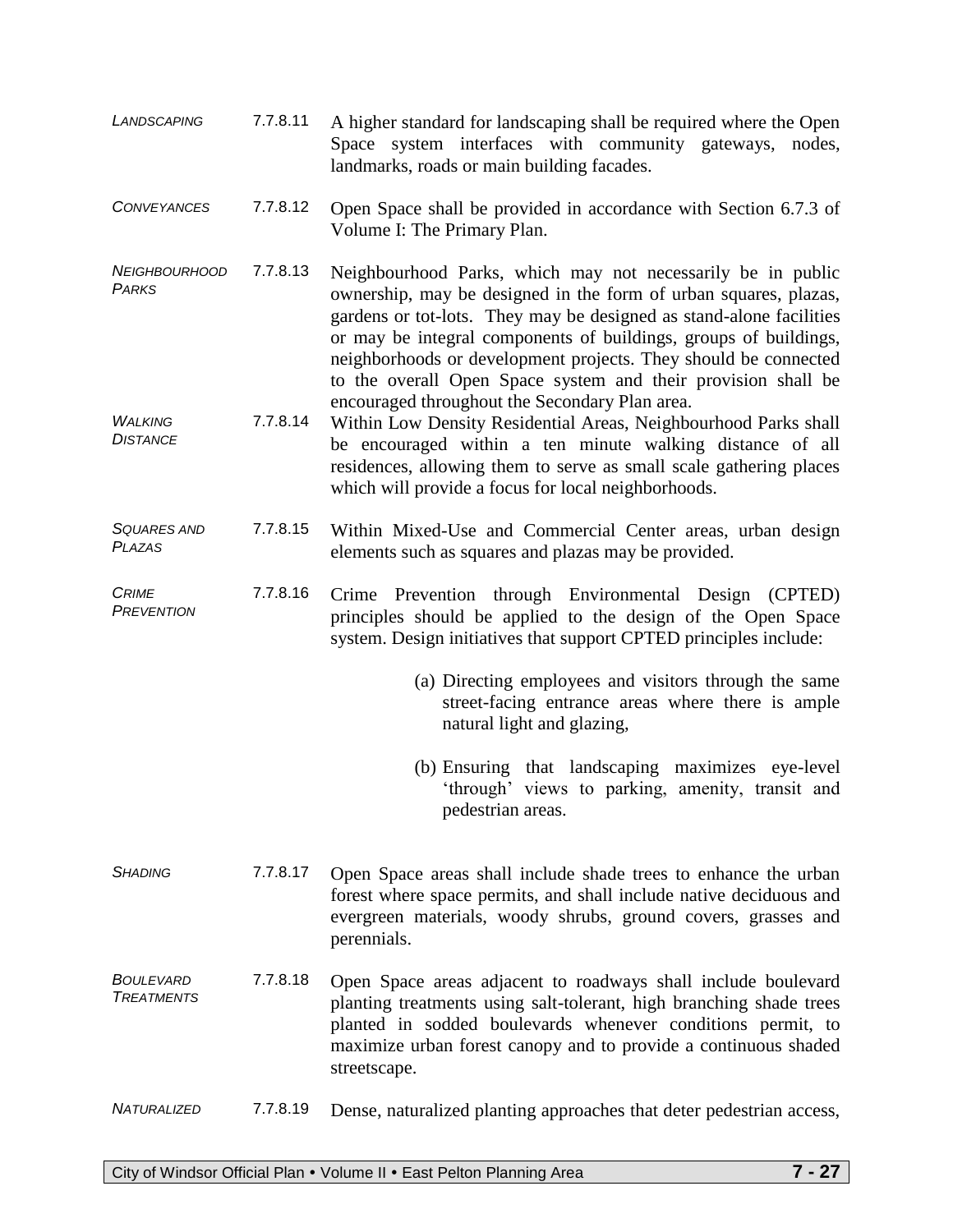*LANDSCAPING* 7.7.8.11 A higher standard for landscaping shall be required where the Open Space system interfaces with community gateways, nodes, landmarks, roads or main building facades.

*CONVEYANCES* 7.7.8.12 Open Space shall be provided in accordance with Section 6.7.3 of Volume I: The Primary Plan.

*NEIGHBOURHOOD PARKS* 7.7.8.13 Neighbourhood Parks, which may not necessarily be in public ownership, may be designed in the form of urban squares, plazas, gardens or tot-lots. They may be designed as stand-alone facilities or may be integral components of buildings, groups of buildings, neighborhoods or development projects. They should be connected to the overall Open Space system and their provision shall be encouraged throughout the Secondary Plan area.

*WALKING DISTANCE* 7.7.8.14 Within Low Density Residential Areas, Neighbourhood Parks shall be encouraged within a ten minute walking distance of all residences, allowing them to serve as small scale gathering places which will provide a focus for local neighborhoods.

*SQUARES AND PLAZAS* 7.7.8.15 Within Mixed-Use and Commercial Center areas, urban design elements such as squares and plazas may be provided.

*CRIME PREVENTION* 7.7.8.16 Crime Prevention through Environmental Design (CPTED) principles should be applied to the design of the Open Space system. Design initiatives that support CPTED principles include:

(a) Directing employees and visitors through the same street-facing entrance areas where there is ample natural light and glazing,

(b) Ensuring that landscaping maximizes eye-level 'through' views to parking, amenity, transit and pedestrian areas.

*SHADING* 7.7.8.17 Open Space areas shall include shade trees to enhance the urban forest where space permits, and shall include native deciduous and evergreen materials, woody shrubs, ground covers, grasses and perennials.

*BOULEVARD TREATMENTS* 7.7.8.18 Open Space areas adjacent to roadways shall include boulevard planting treatments using salt-tolerant, high branching shade trees planted in sodded boulevards whenever conditions permit, to maximize urban forest canopy and to provide a continuous shaded streetscape.

*NATURALIZED* 7.7.8.19 Dense, naturalized planting approaches that deter pedestrian access,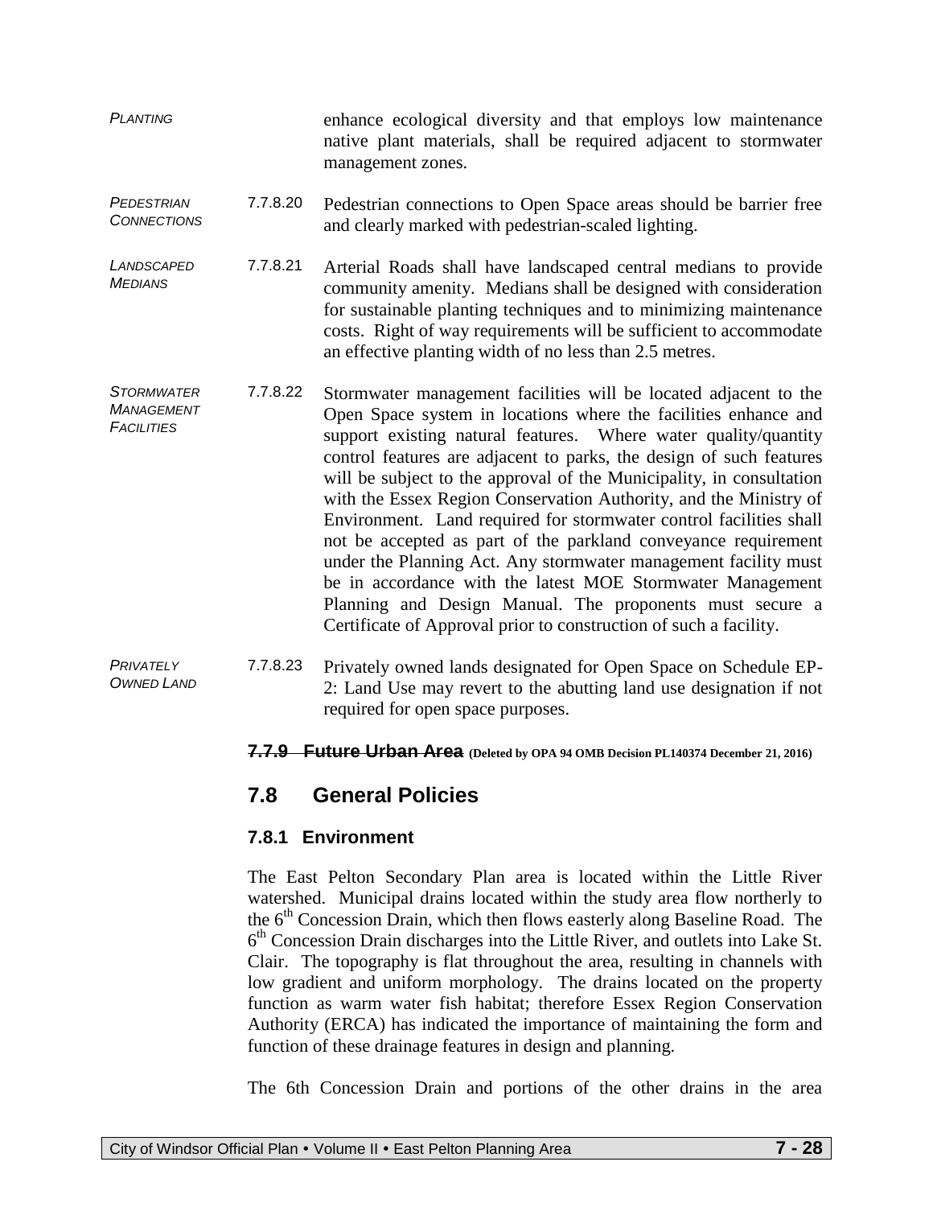*PLANTING* enhance ecological diversity and that employs low maintenance native plant materials, shall be required adjacent to stormwater management zones.

*PEDESTRIAN CONNECTIONS*

7.7.8.20 Pedestrian connections to Open Space areas should be barrier free and clearly marked with pedestrian-scaled lighting.

*LANDSCAPED MEDIANS*

7.7.8.21 Arterial Roads shall have landscaped central medians to provide community amenity. Medians shall be designed with consideration for sustainable planting techniques and to minimizing maintenance costs. Right of way requirements will be sufficient to accommodate an effective planting width of no less than 2.5 metres.

*STORMWATER MANAGEMENT FACILITIES*

7.7.8.22 Stormwater management facilities will be located adjacent to the Open Space system in locations where the facilities enhance and support existing natural features. Where water quality/quantity control features are adjacent to parks, the design of such features will be subject to the approval of the Municipality, in consultation with the Essex Region Conservation Authority, and the Ministry of Environment. Land required for stormwater control facilities shall not be accepted as part of the parkland conveyance requirement under the Planning Act. Any stormwater management facility must be in accordance with the latest MOE Stormwater Management Planning and Design Manual. The proponents must secure a Certificate of Approval prior to construction of such a facility.

*PRIVATELY OWNED LAND*

7.7.8.23 Privately owned lands designated for Open Space on Schedule EP-2: Land Use may revert to the abutting land use designation if not required for open space purposes.

### ~~7.7.9 Future Urban Area~~ (Deleted by OPA 94 OMB Decision PL140374 December 21, 2016)

## 7.8 General Policies

### 7.8.1 Environment

The East Pelton Secondary Plan area is located within the Little River watershed. Municipal drains located within the study area flow northerly to the 6th Concession Drain, which then flows easterly along Baseline Road. The 6th Concession Drain discharges into the Little River, and outlets into Lake St. Clair. The topography is flat throughout the area, resulting in channels with low gradient and uniform morphology. The drains located on the property function as warm water fish habitat; therefore Essex Region Conservation Authority (ERCA) has indicated the importance of maintaining the form and function of these drainage features in design and planning.

The 6th Concession Drain and portions of the other drains in the area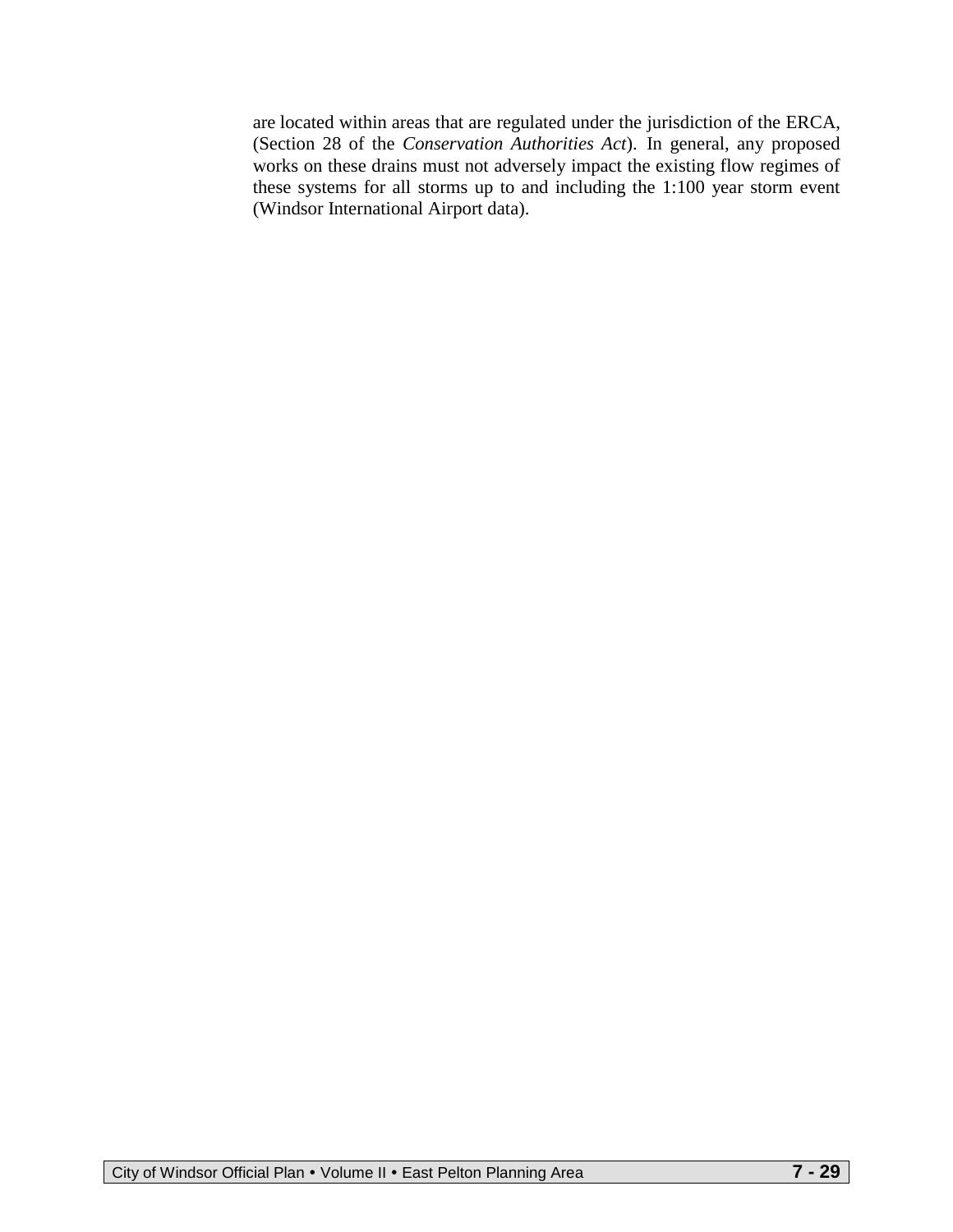are located within areas that are regulated under the jurisdiction of the ERCA, (Section 28 of the *Conservation Authorities Act*). In general, any proposed works on these drains must not adversely impact the existing flow regimes of these systems for all storms up to and including the 1:100 year storm event (Windsor International Airport data).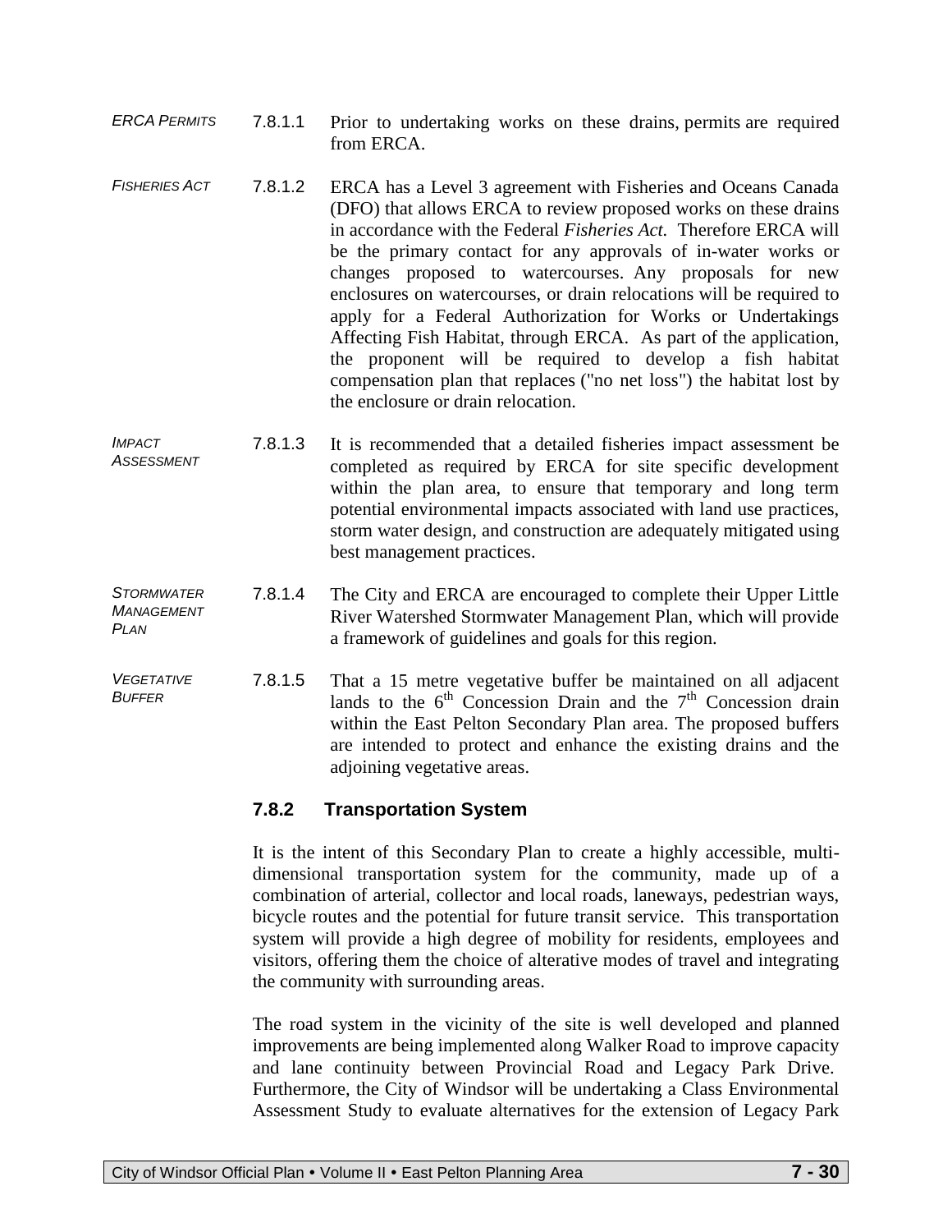*ERCA PERMITS*

7.8.1.1 Prior to undertaking works on these drains, permits are required from ERCA.

*FISHERIES ACT*

7.8.1.2 ERCA has a Level 3 agreement with Fisheries and Oceans Canada (DFO) that allows ERCA to review proposed works on these drains in accordance with the Federal *Fisheries Act.* Therefore ERCA will be the primary contact for any approvals of in-water works or changes proposed to watercourses. Any proposals for new enclosures on watercourses, or drain relocations will be required to apply for a Federal Authorization for Works or Undertakings Affecting Fish Habitat, through ERCA. As part of the application, the proponent will be required to develop a fish habitat compensation plan that replaces ("no net loss") the habitat lost by the enclosure or drain relocation.

*IMPACT ASSESSMENT*

7.8.1.3 It is recommended that a detailed fisheries impact assessment be completed as required by ERCA for site specific development within the plan area, to ensure that temporary and long term potential environmental impacts associated with land use practices, storm water design, and construction are adequately mitigated using best management practices.

*STORMWATER MANAGEMENT PLAN*

7.8.1.4 The City and ERCA are encouraged to complete their Upper Little River Watershed Stormwater Management Plan, which will provide a framework of guidelines and goals for this region.

*VEGETATIVE BUFFER*

7.8.1.5 That a 15 metre vegetative buffer be maintained on all adjacent lands to the 6th Concession Drain and the 7th Concession drain within the East Pelton Secondary Plan area. The proposed buffers are intended to protect and enhance the existing drains and the adjoining vegetative areas.

### 7.8.2 Transportation System

It is the intent of this Secondary Plan to create a highly accessible, multi-dimensional transportation system for the community, made up of a combination of arterial, collector and local roads, laneways, pedestrian ways, bicycle routes and the potential for future transit service. This transportation system will provide a high degree of mobility for residents, employees and visitors, offering them the choice of alterative modes of travel and integrating the community with surrounding areas.

The road system in the vicinity of the site is well developed and planned improvements are being implemented along Walker Road to improve capacity and lane continuity between Provincial Road and Legacy Park Drive. Furthermore, the City of Windsor will be undertaking a Class Environmental Assessment Study to evaluate alternatives for the extension of Legacy Park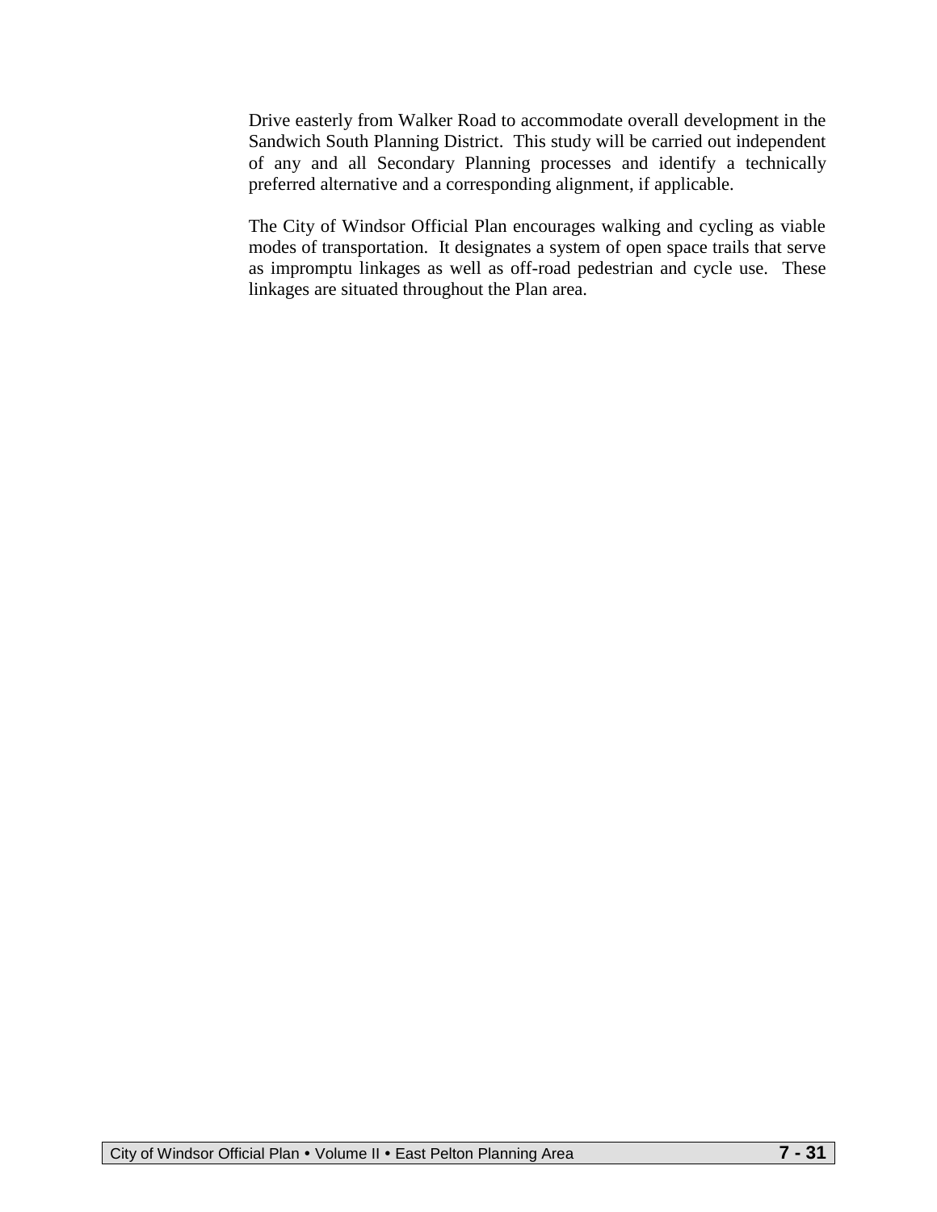Drive easterly from Walker Road to accommodate overall development in the Sandwich South Planning District. This study will be carried out independent of any and all Secondary Planning processes and identify a technically preferred alternative and a corresponding alignment, if applicable.

The City of Windsor Official Plan encourages walking and cycling as viable modes of transportation. It designates a system of open space trails that serve as impromptu linkages as well as off-road pedestrian and cycle use. These linkages are situated throughout the Plan area.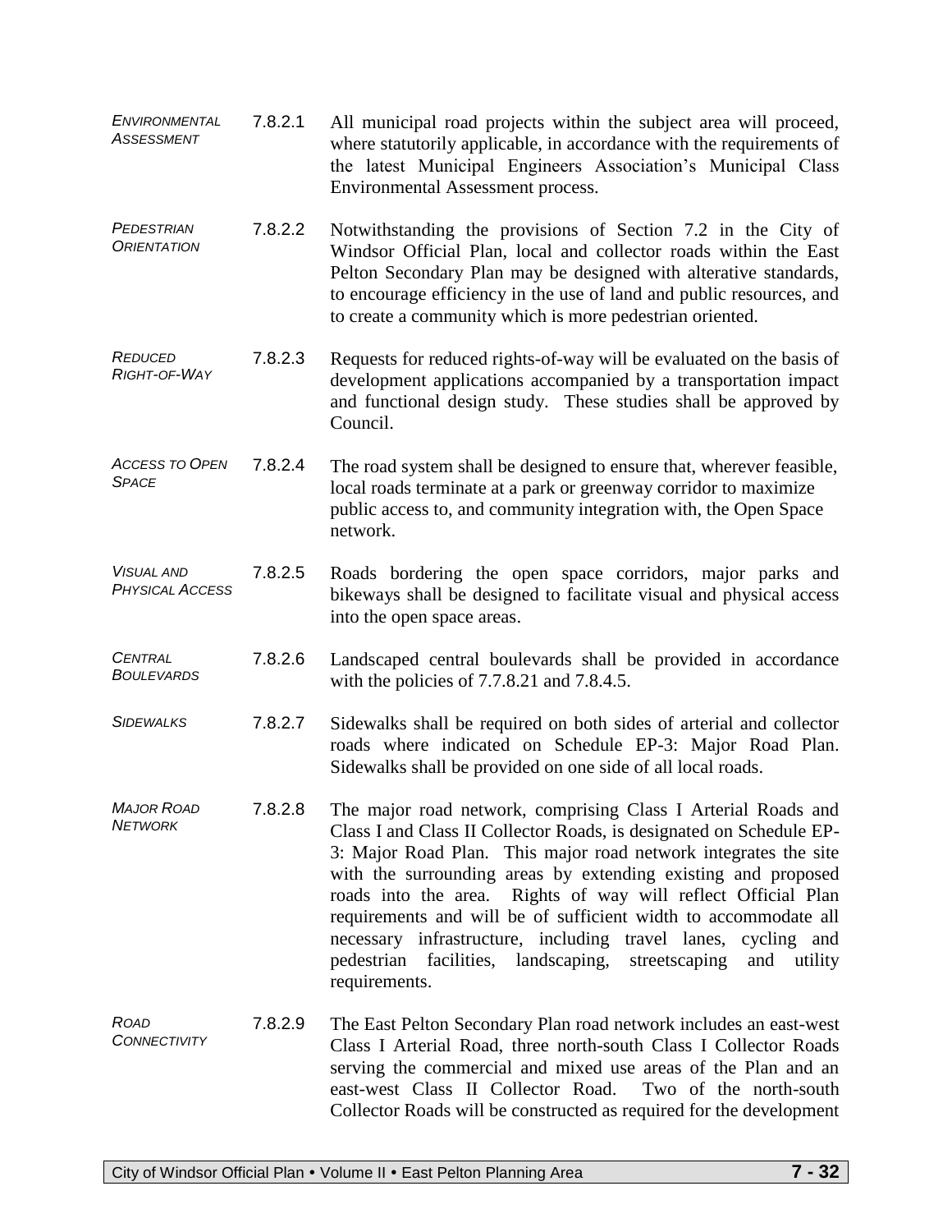*ENVIRONMENTAL ASSESSMENT*

7.8.2.1 All municipal road projects within the subject area will proceed, where statutorily applicable, in accordance with the requirements of the latest Municipal Engineers Association's Municipal Class Environmental Assessment process.

*PEDESTRIAN ORIENTATION*

7.8.2.2 Notwithstanding the provisions of Section 7.2 in the City of Windsor Official Plan, local and collector roads within the East Pelton Secondary Plan may be designed with alterative standards, to encourage efficiency in the use of land and public resources, and to create a community which is more pedestrian oriented.

*REDUCED RIGHT-OF-WAY*

7.8.2.3 Requests for reduced rights-of-way will be evaluated on the basis of development applications accompanied by a transportation impact and functional design study. These studies shall be approved by Council.

*ACCESS TO OPEN SPACE*

7.8.2.4 The road system shall be designed to ensure that, wherever feasible, local roads terminate at a park or greenway corridor to maximize public access to, and community integration with, the Open Space network.

*VISUAL AND PHYSICAL ACCESS*

7.8.2.5 Roads bordering the open space corridors, major parks and bikeways shall be designed to facilitate visual and physical access into the open space areas.

*CENTRAL BOULEVARDS*

7.8.2.6 Landscaped central boulevards shall be provided in accordance with the policies of 7.7.8.21 and 7.8.4.5.

*SIDEWALKS*

7.8.2.7 Sidewalks shall be required on both sides of arterial and collector roads where indicated on Schedule EP-3: Major Road Plan. Sidewalks shall be provided on one side of all local roads.

*MAJOR ROAD NETWORK*

7.8.2.8 The major road network, comprising Class I Arterial Roads and Class I and Class II Collector Roads, is designated on Schedule EP-3: Major Road Plan. This major road network integrates the site with the surrounding areas by extending existing and proposed roads into the area. Rights of way will reflect Official Plan requirements and will be of sufficient width to accommodate all necessary infrastructure, including travel lanes, cycling and pedestrian facilities, landscaping, streetscaping and utility requirements.

*ROAD CONNECTIVITY*

7.8.2.9 The East Pelton Secondary Plan road network includes an east-west Class I Arterial Road, three north-south Class I Collector Roads serving the commercial and mixed use areas of the Plan and an east-west Class II Collector Road. Two of the north-south Collector Roads will be constructed as required for the development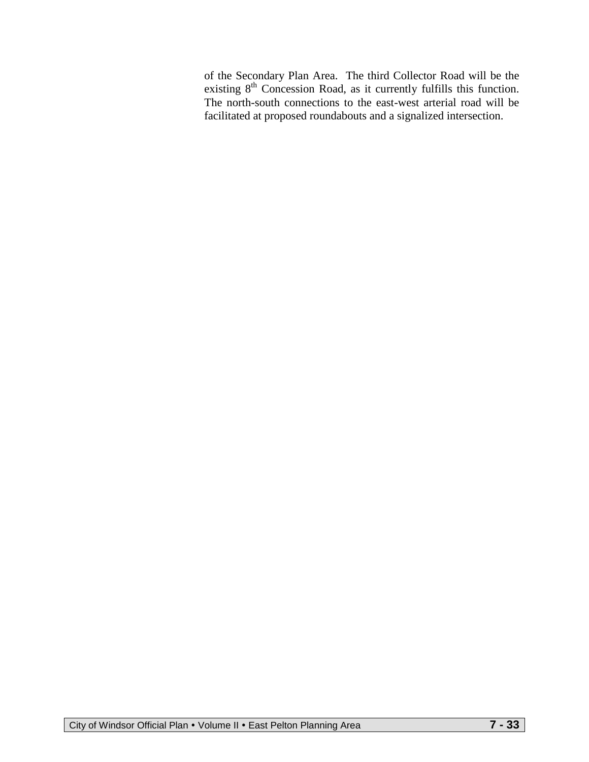of the Secondary Plan Area. The third Collector Road will be the existing 8th Concession Road, as it currently fulfills this function. The north-south connections to the east-west arterial road will be facilitated at proposed roundabouts and a signalized intersection.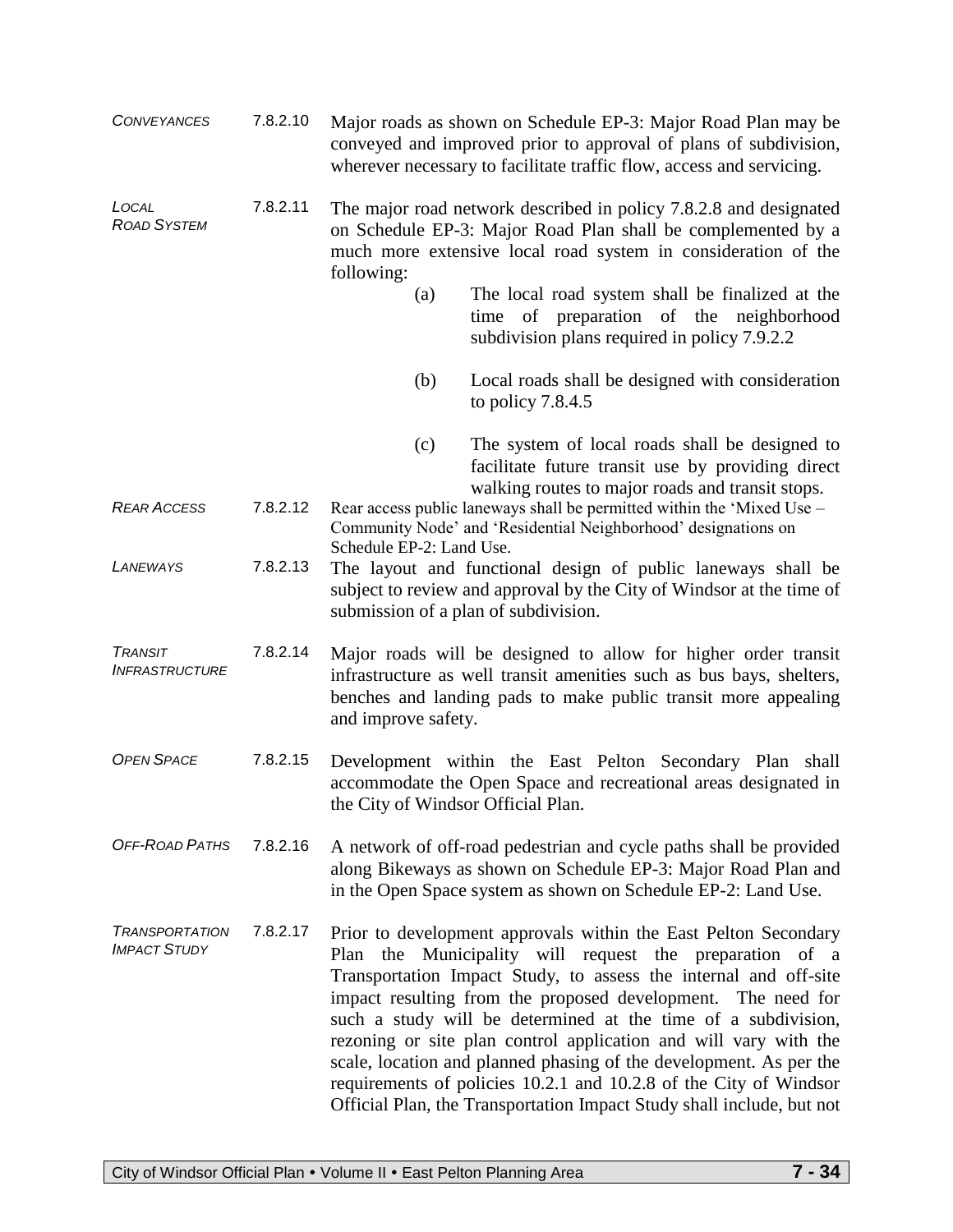*CONVEYANCES* 7.8.2.10 Major roads as shown on Schedule EP-3: Major Road Plan may be conveyed and improved prior to approval of plans of subdivision, wherever necessary to facilitate traffic flow, access and servicing.

*LOCAL ROAD SYSTEM* 7.8.2.11 The major road network described in policy 7.8.2.8 and designated on Schedule EP-3: Major Road Plan shall be complemented by a much more extensive local road system in consideration of the following:

(a) The local road system shall be finalized at the time of preparation of the neighborhood subdivision plans required in policy 7.9.2.2

(b) Local roads shall be designed with consideration to policy 7.8.4.5

(c) The system of local roads shall be designed to facilitate future transit use by providing direct walking routes to major roads and transit stops.

*REAR ACCESS* 7.8.2.12 Rear access public laneways shall be permitted within the 'Mixed Use – Community Node' and 'Residential Neighborhood' designations on Schedule EP-2: Land Use.

*LANEWAYS* 7.8.2.13 The layout and functional design of public laneways shall be subject to review and approval by the City of Windsor at the time of submission of a plan of subdivision.

*TRANSIT INFRASTRUCTURE* 7.8.2.14 Major roads will be designed to allow for higher order transit infrastructure as well transit amenities such as bus bays, shelters, benches and landing pads to make public transit more appealing and improve safety.

*OPEN SPACE* 7.8.2.15 Development within the East Pelton Secondary Plan shall accommodate the Open Space and recreational areas designated in the City of Windsor Official Plan.

*OFF-ROAD PATHS* 7.8.2.16 A network of off-road pedestrian and cycle paths shall be provided along Bikeways as shown on Schedule EP-3: Major Road Plan and in the Open Space system as shown on Schedule EP-2: Land Use.

*TRANSPORTATION IMPACT STUDY* 7.8.2.17 Prior to development approvals within the East Pelton Secondary Plan the Municipality will request the preparation of a Transportation Impact Study, to assess the internal and off-site impact resulting from the proposed development. The need for such a study will be determined at the time of a subdivision, rezoning or site plan control application and will vary with the scale, location and planned phasing of the development. As per the requirements of policies 10.2.1 and 10.2.8 of the City of Windsor Official Plan, the Transportation Impact Study shall include, but not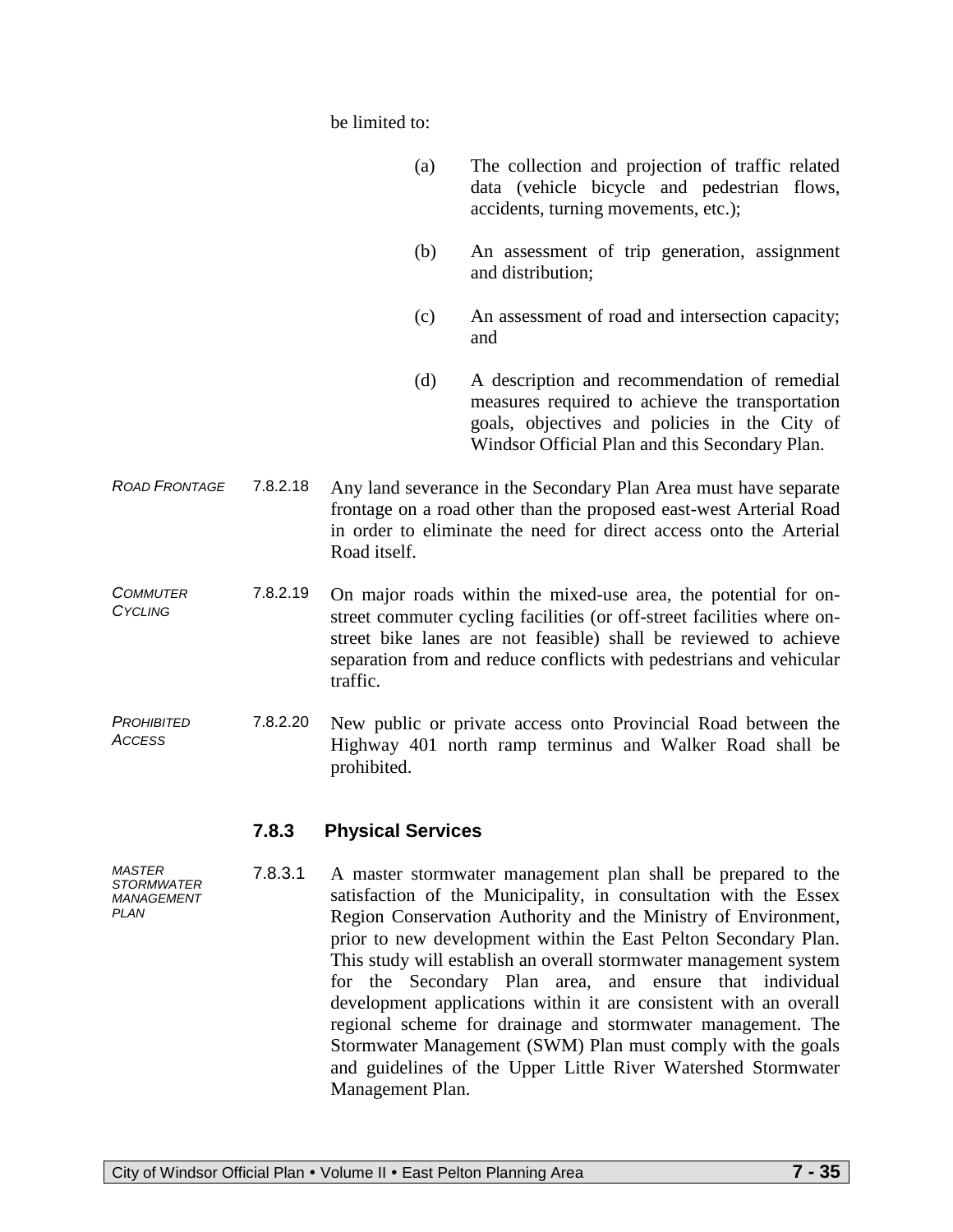be limited to:

(a) The collection and projection of traffic related data (vehicle bicycle and pedestrian flows, accidents, turning movements, etc.);

(b) An assessment of trip generation, assignment and distribution;

(c) An assessment of road and intersection capacity; and

(d) A description and recommendation of remedial measures required to achieve the transportation goals, objectives and policies in the City of Windsor Official Plan and this Secondary Plan.

*ROAD FRONTAGE*

7.8.2.18 Any land severance in the Secondary Plan Area must have separate frontage on a road other than the proposed east-west Arterial Road in order to eliminate the need for direct access onto the Arterial Road itself.

*COMMUTER CYCLING*

7.8.2.19 On major roads within the mixed-use area, the potential for on-street commuter cycling facilities (or off-street facilities where on-street bike lanes are not feasible) shall be reviewed to achieve separation from and reduce conflicts with pedestrians and vehicular traffic.

*PROHIBITED ACCESS*

7.8.2.20 New public or private access onto Provincial Road between the Highway 401 north ramp terminus and Walker Road shall be prohibited.

### 7.8.3 Physical Services

*MASTER STORMWATER MANAGEMENT PLAN*

7.8.3.1 A master stormwater management plan shall be prepared to the satisfaction of the Municipality, in consultation with the Essex Region Conservation Authority and the Ministry of Environment, prior to new development within the East Pelton Secondary Plan. This study will establish an overall stormwater management system for the Secondary Plan area, and ensure that individual development applications within it are consistent with an overall regional scheme for drainage and stormwater management. The Stormwater Management (SWM) Plan must comply with the goals and guidelines of the Upper Little River Watershed Stormwater Management Plan.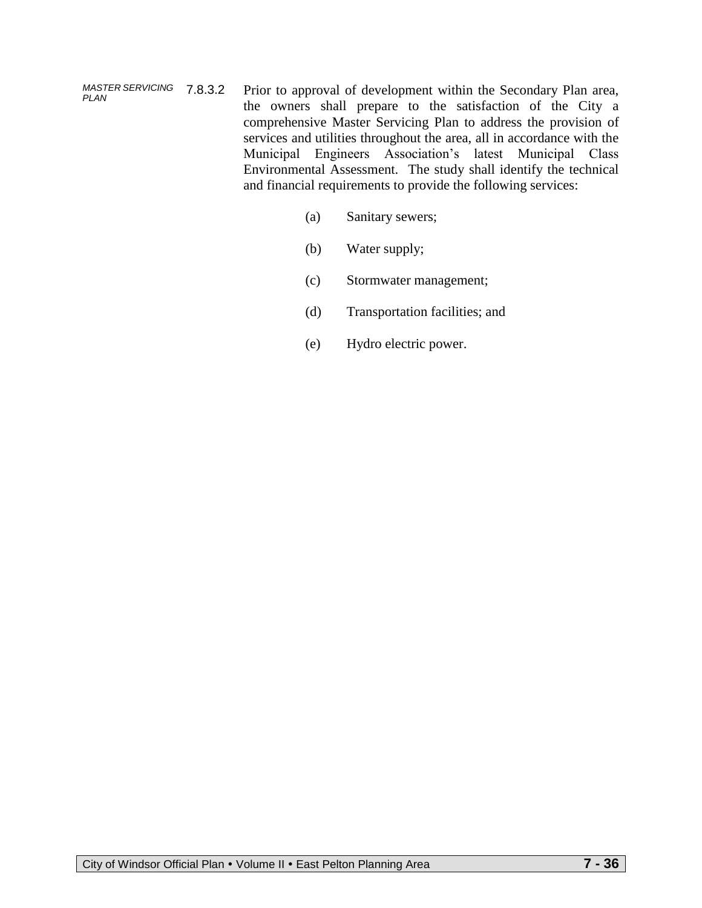*MASTER SERVICING PLAN*

7.8.3.2 Prior to approval of development within the Secondary Plan area, the owners shall prepare to the satisfaction of the City a comprehensive Master Servicing Plan to address the provision of services and utilities throughout the area, all in accordance with the Municipal Engineers Association's latest Municipal Class Environmental Assessment. The study shall identify the technical and financial requirements to provide the following services:

(a) Sanitary sewers;

(b) Water supply;

(c) Stormwater management;

(d) Transportation facilities; and

(e) Hydro electric power.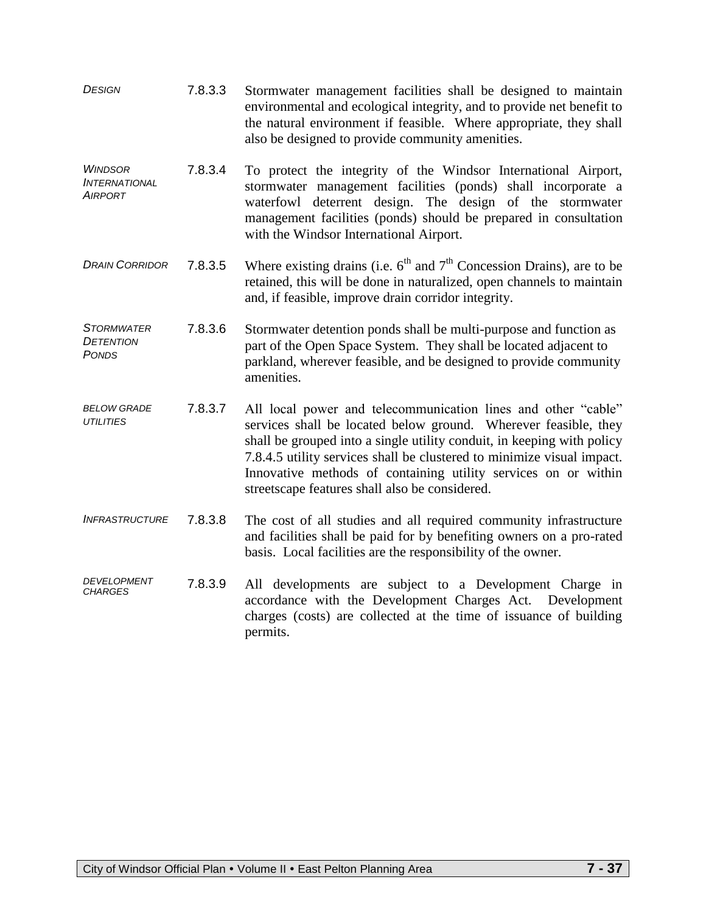*DESIGN* 7.8.3.3 Stormwater management facilities shall be designed to maintain environmental and ecological integrity, and to provide net benefit to the natural environment if feasible. Where appropriate, they shall also be designed to provide community amenities.

*WINDSOR INTERNATIONAL AIRPORT* 7.8.3.4 To protect the integrity of the Windsor International Airport, stormwater management facilities (ponds) shall incorporate a waterfowl deterrent design. The design of the stormwater management facilities (ponds) should be prepared in consultation with the Windsor International Airport.

*DRAIN CORRIDOR* 7.8.3.5 Where existing drains (i.e. 6th and 7th Concession Drains), are to be retained, this will be done in naturalized, open channels to maintain and, if feasible, improve drain corridor integrity.

*STORMWATER DETENTION PONDS* 7.8.3.6 Stormwater detention ponds shall be multi-purpose and function as part of the Open Space System. They shall be located adjacent to parkland, wherever feasible, and be designed to provide community amenities.

*BELOW GRADE UTILITIES* 7.8.3.7 All local power and telecommunication lines and other "cable" services shall be located below ground. Wherever feasible, they shall be grouped into a single utility conduit, in keeping with policy 7.8.4.5 utility services shall be clustered to minimize visual impact. Innovative methods of containing utility services on or within streetscape features shall also be considered.

*INFRASTRUCTURE* 7.8.3.8 The cost of all studies and all required community infrastructure and facilities shall be paid for by benefiting owners on a pro-rated basis. Local facilities are the responsibility of the owner.

*DEVELOPMENT CHARGES* 7.8.3.9 All developments are subject to a Development Charge in accordance with the Development Charges Act. Development charges (costs) are collected at the time of issuance of building permits.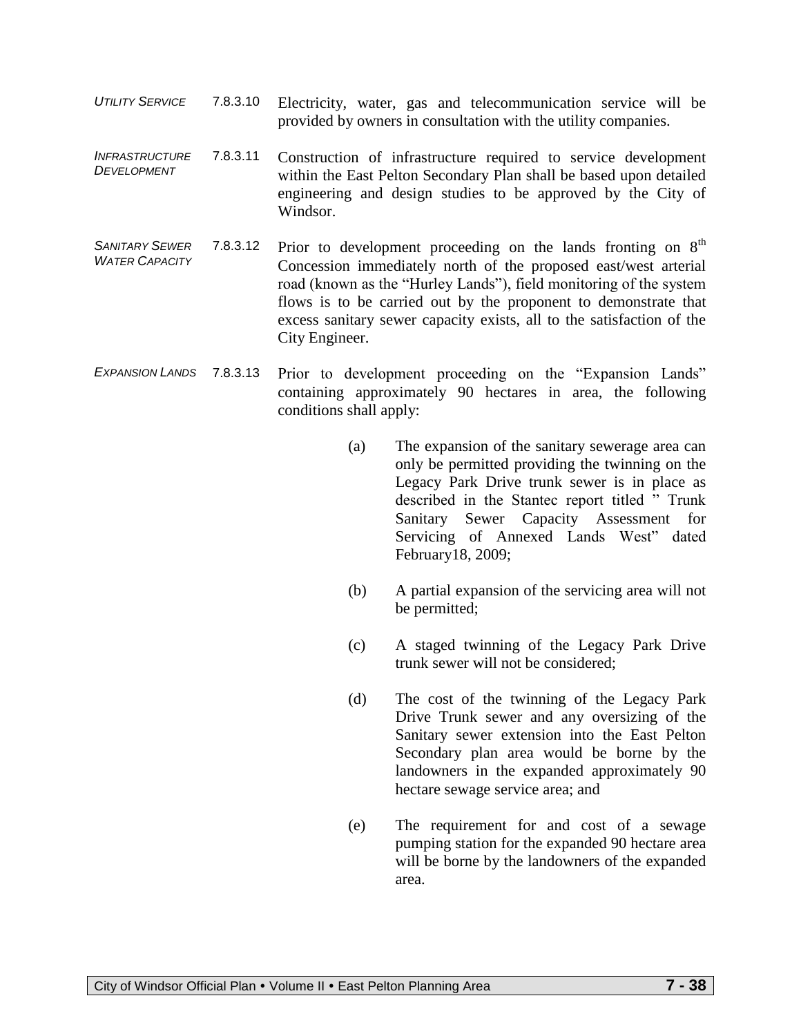*UTILITY SERVICE* 7.8.3.10 Electricity, water, gas and telecommunication service will be provided by owners in consultation with the utility companies.

*INFRASTRUCTURE DEVELOPMENT* 7.8.3.11 Construction of infrastructure required to service development within the East Pelton Secondary Plan shall be based upon detailed engineering and design studies to be approved by the City of Windsor.

*SANITARY SEWER WATER CAPACITY* 7.8.3.12 Prior to development proceeding on the lands fronting on 8th Concession immediately north of the proposed east/west arterial road (known as the "Hurley Lands"), field monitoring of the system flows is to be carried out by the proponent to demonstrate that excess sanitary sewer capacity exists, all to the satisfaction of the City Engineer.

*EXPANSION LANDS* 7.8.3.13 Prior to development proceeding on the "Expansion Lands" containing approximately 90 hectares in area, the following conditions shall apply:

(a) The expansion of the sanitary sewerage area can only be permitted providing the twinning on the Legacy Park Drive trunk sewer is in place as described in the Stantec report titled " Trunk Sanitary Sewer Capacity Assessment for Servicing of Annexed Lands West" dated February18, 2009;

(b) A partial expansion of the servicing area will not be permitted;

(c) A staged twinning of the Legacy Park Drive trunk sewer will not be considered;

(d) The cost of the twinning of the Legacy Park Drive Trunk sewer and any oversizing of the Sanitary sewer extension into the East Pelton Secondary plan area would be borne by the landowners in the expanded approximately 90 hectare sewage service area; and

(e) The requirement for and cost of a sewage pumping station for the expanded 90 hectare area will be borne by the landowners of the expanded area.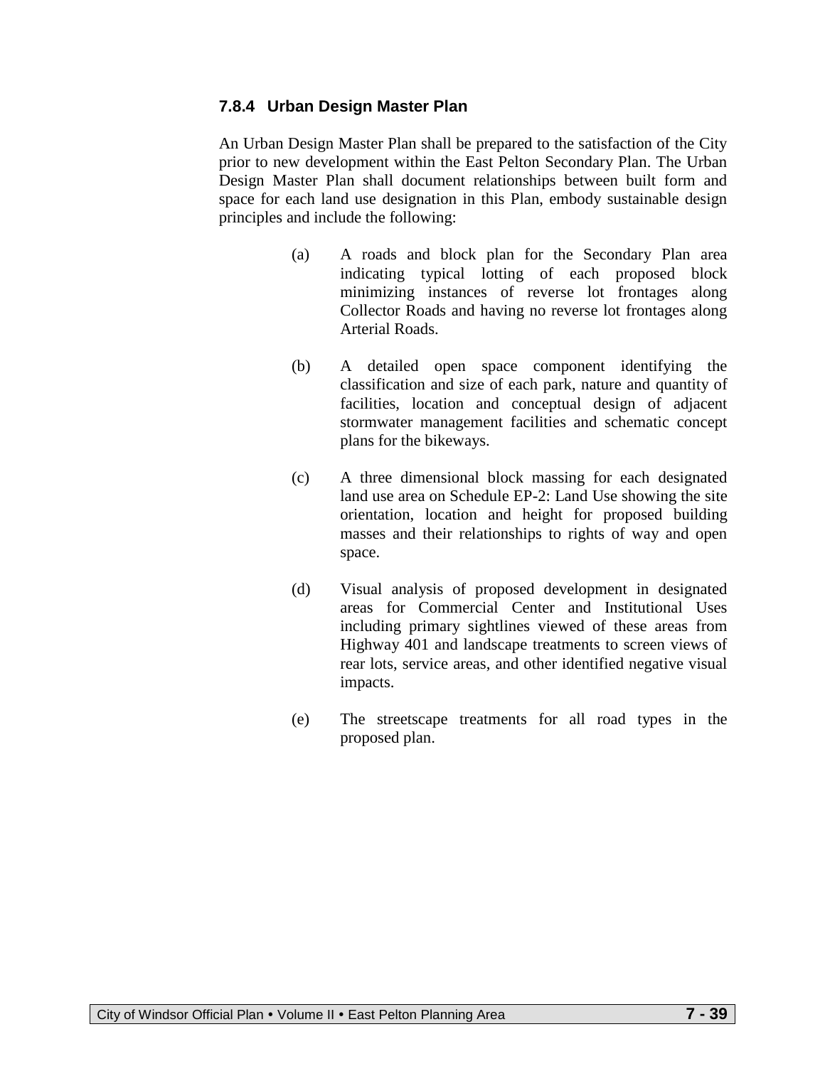### 7.8.4 Urban Design Master Plan

An Urban Design Master Plan shall be prepared to the satisfaction of the City prior to new development within the East Pelton Secondary Plan. The Urban Design Master Plan shall document relationships between built form and space for each land use designation in this Plan, embody sustainable design principles and include the following:

(a) A roads and block plan for the Secondary Plan area indicating typical lotting of each proposed block minimizing instances of reverse lot frontages along Collector Roads and having no reverse lot frontages along Arterial Roads.

(b) A detailed open space component identifying the classification and size of each park, nature and quantity of facilities, location and conceptual design of adjacent stormwater management facilities and schematic concept plans for the bikeways.

(c) A three dimensional block massing for each designated land use area on Schedule EP-2: Land Use showing the site orientation, location and height for proposed building masses and their relationships to rights of way and open space.

(d) Visual analysis of proposed development in designated areas for Commercial Center and Institutional Uses including primary sightlines viewed of these areas from Highway 401 and landscape treatments to screen views of rear lots, service areas, and other identified negative visual impacts.

(e) The streetscape treatments for all road types in the proposed plan.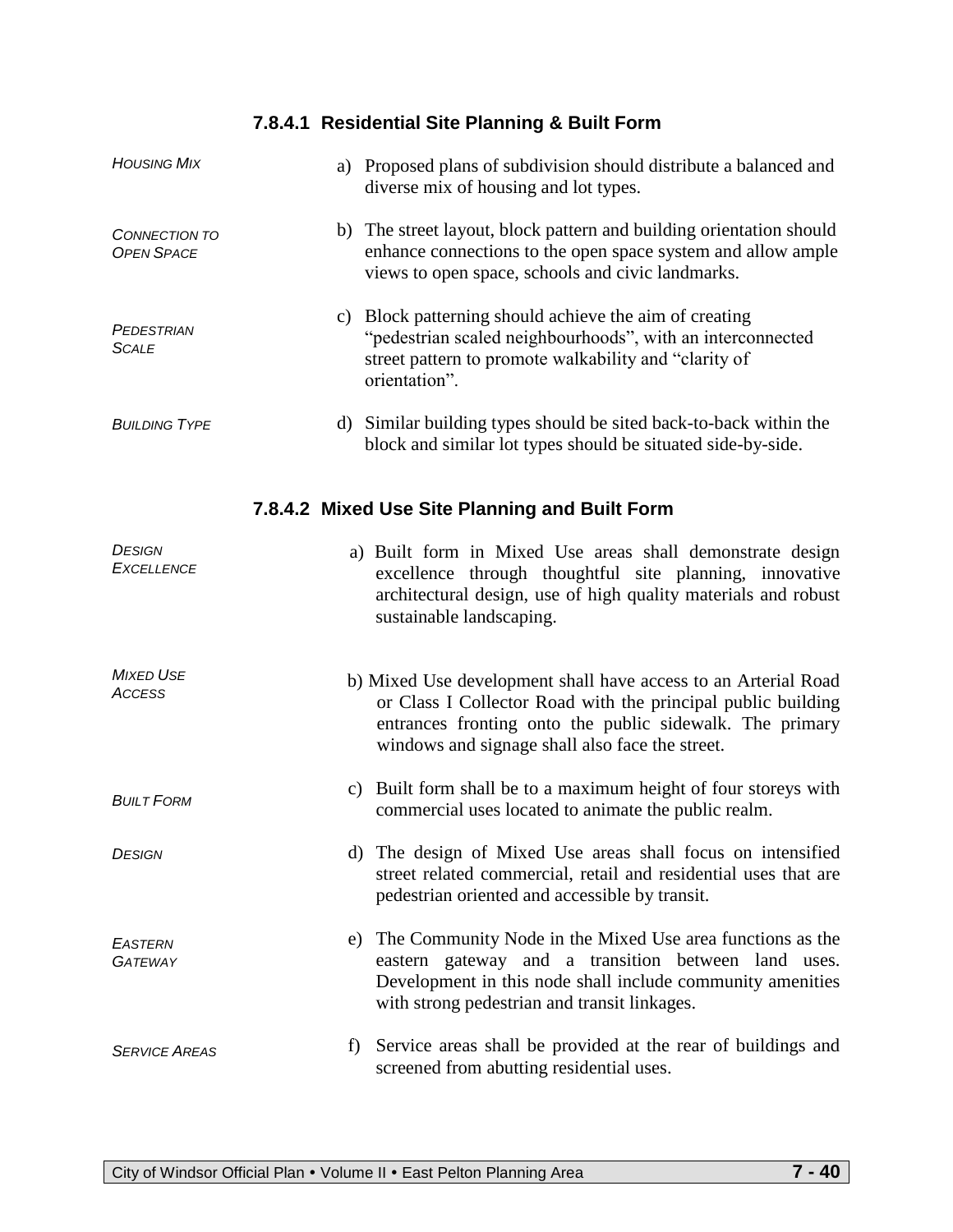#### 7.8.4.1 Residential Site Planning & Built Form

*HOUSING MIX*

a) Proposed plans of subdivision should distribute a balanced and diverse mix of housing and lot types.

*CONNECTION TO OPEN SPACE*

b) The street layout, block pattern and building orientation should enhance connections to the open space system and allow ample views to open space, schools and civic landmarks.

*PEDESTRIAN SCALE*

c) Block patterning should achieve the aim of creating "pedestrian scaled neighbourhoods", with an interconnected street pattern to promote walkability and "clarity of orientation".

*BUILDING TYPE*

d) Similar building types should be sited back-to-back within the block and similar lot types should be situated side-by-side.

#### 7.8.4.2 Mixed Use Site Planning and Built Form

*DESIGN EXCELLENCE*

a) Built form in Mixed Use areas shall demonstrate design excellence through thoughtful site planning, innovative architectural design, use of high quality materials and robust sustainable landscaping.

*MIXED USE ACCESS*

b) Mixed Use development shall have access to an Arterial Road or Class I Collector Road with the principal public building entrances fronting onto the public sidewalk. The primary windows and signage shall also face the street.

*BUILT FORM*

c) Built form shall be to a maximum height of four storeys with commercial uses located to animate the public realm.

*DESIGN*

d) The design of Mixed Use areas shall focus on intensified street related commercial, retail and residential uses that are pedestrian oriented and accessible by transit.

*EASTERN GATEWAY*

e) The Community Node in the Mixed Use area functions as the eastern gateway and a transition between land uses. Development in this node shall include community amenities with strong pedestrian and transit linkages.

*SERVICE AREAS*

f) Service areas shall be provided at the rear of buildings and screened from abutting residential uses.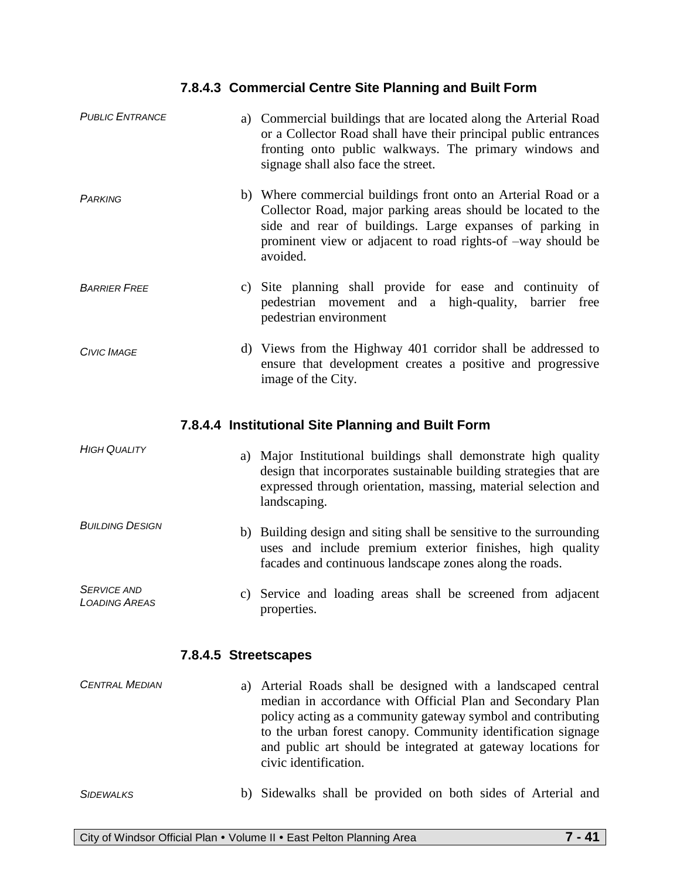### 7.8.4.3 Commercial Centre Site Planning and Built Form

*PUBLIC ENTRANCE*

a) Commercial buildings that are located along the Arterial Road or a Collector Road shall have their principal public entrances fronting onto public walkways. The primary windows and signage shall also face the street.

*PARKING*

b) Where commercial buildings front onto an Arterial Road or a Collector Road, major parking areas should be located to the side and rear of buildings. Large expanses of parking in prominent view or adjacent to road rights-of –way should be avoided.

*BARRIER FREE*

c) Site planning shall provide for ease and continuity of pedestrian movement and a high-quality, barrier free pedestrian environment

*CIVIC IMAGE*

d) Views from the Highway 401 corridor shall be addressed to ensure that development creates a positive and progressive image of the City.

### 7.8.4.4 Institutional Site Planning and Built Form

*HIGH QUALITY*

a) Major Institutional buildings shall demonstrate high quality design that incorporates sustainable building strategies that are expressed through orientation, massing, material selection and landscaping.

*BUILDING DESIGN*

b) Building design and siting shall be sensitive to the surrounding uses and include premium exterior finishes, high quality facades and continuous landscape zones along the roads.

*SERVICE AND LOADING AREAS*

c) Service and loading areas shall be screened from adjacent properties.

### 7.8.4.5 Streetscapes

*CENTRAL MEDIAN*

a) Arterial Roads shall be designed with a landscaped central median in accordance with Official Plan and Secondary Plan policy acting as a community gateway symbol and contributing to the urban forest canopy. Community identification signage and public art should be integrated at gateway locations for civic identification.

*SIDEWALKS*

b) Sidewalks shall be provided on both sides of Arterial and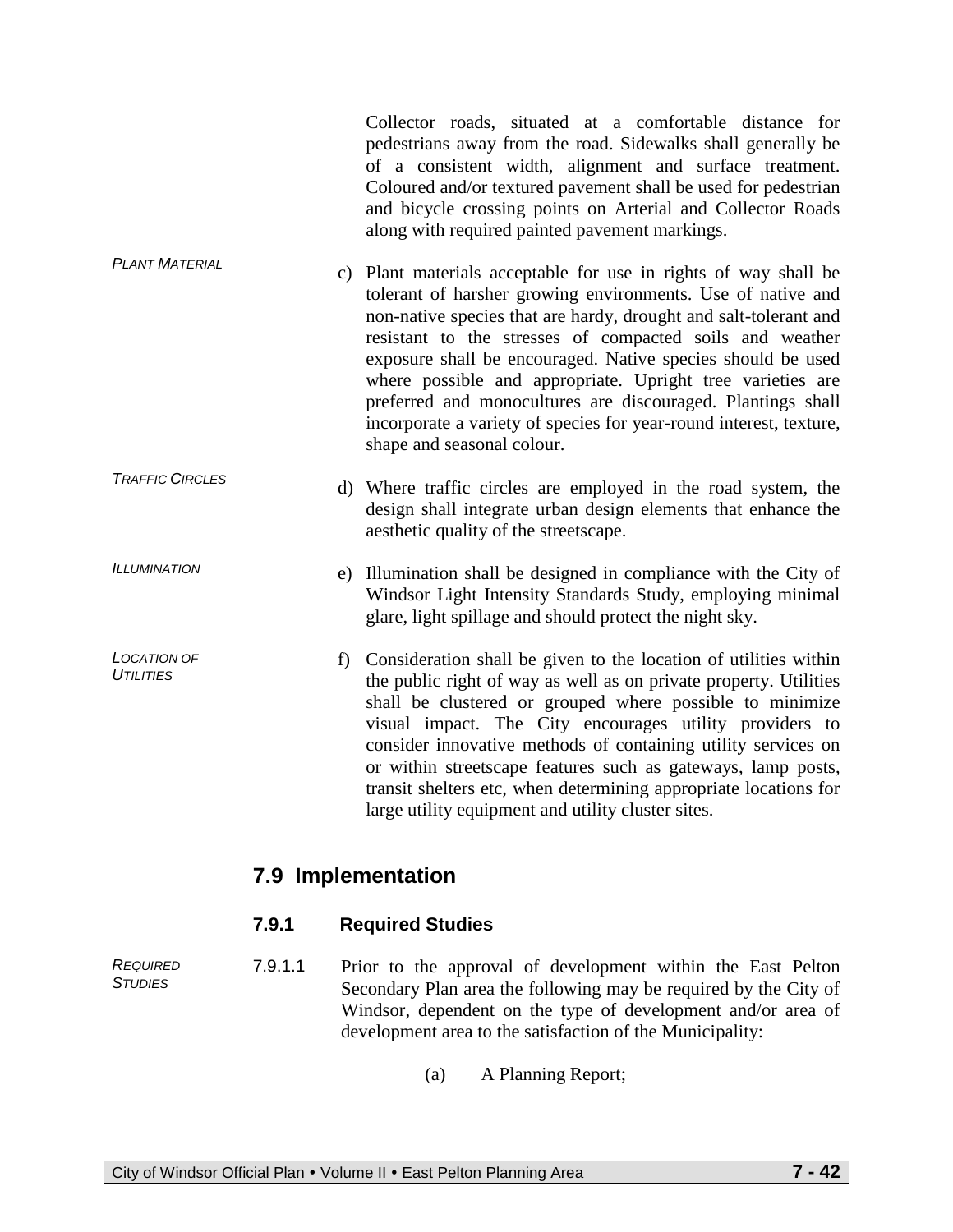Collector roads, situated at a comfortable distance for pedestrians away from the road. Sidewalks shall generally be of a consistent width, alignment and surface treatment. Coloured and/or textured pavement shall be used for pedestrian and bicycle crossing points on Arterial and Collector Roads along with required painted pavement markings.

*PLANT MATERIAL*

c) Plant materials acceptable for use in rights of way shall be tolerant of harsher growing environments. Use of native and non-native species that are hardy, drought and salt-tolerant and resistant to the stresses of compacted soils and weather exposure shall be encouraged. Native species should be used where possible and appropriate. Upright tree varieties are preferred and monocultures are discouraged. Plantings shall incorporate a variety of species for year-round interest, texture, shape and seasonal colour.

*TRAFFIC CIRCLES*

d) Where traffic circles are employed in the road system, the design shall integrate urban design elements that enhance the aesthetic quality of the streetscape.

*ILLUMINATION*

e) Illumination shall be designed in compliance with the City of Windsor Light Intensity Standards Study, employing minimal glare, light spillage and should protect the night sky.

*LOCATION OF UTILITIES*

f) Consideration shall be given to the location of utilities within the public right of way as well as on private property. Utilities shall be clustered or grouped where possible to minimize visual impact. The City encourages utility providers to consider innovative methods of containing utility services on or within streetscape features such as gateways, lamp posts, transit shelters etc, when determining appropriate locations for large utility equipment and utility cluster sites.

## 7.9 Implementation

### 7.9.1 Required Studies

*REQUIRED STUDIES*

7.9.1.1 Prior to the approval of development within the East Pelton Secondary Plan area the following may be required by the City of Windsor, dependent on the type of development and/or area of development area to the satisfaction of the Municipality:

(a) A Planning Report;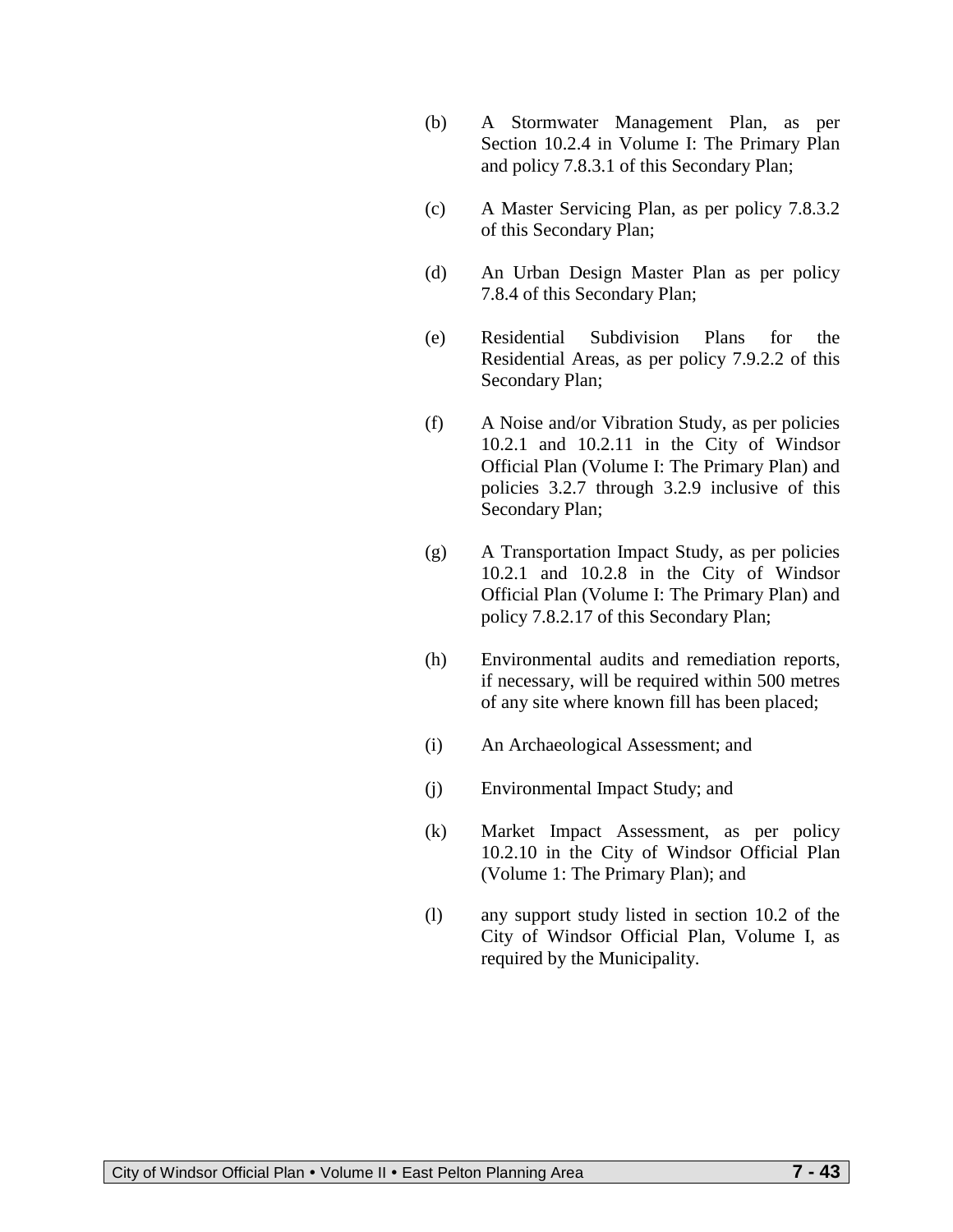(b) A Stormwater Management Plan, as per Section 10.2.4 in Volume I: The Primary Plan and policy 7.8.3.1 of this Secondary Plan;

(c) A Master Servicing Plan, as per policy 7.8.3.2 of this Secondary Plan;

(d) An Urban Design Master Plan as per policy 7.8.4 of this Secondary Plan;

(e) Residential Subdivision Plans for the Residential Areas, as per policy 7.9.2.2 of this Secondary Plan;

(f) A Noise and/or Vibration Study, as per policies 10.2.1 and 10.2.11 in the City of Windsor Official Plan (Volume I: The Primary Plan) and policies 3.2.7 through 3.2.9 inclusive of this Secondary Plan;

(g) A Transportation Impact Study, as per policies 10.2.1 and 10.2.8 in the City of Windsor Official Plan (Volume I: The Primary Plan) and policy 7.8.2.17 of this Secondary Plan;

(h) Environmental audits and remediation reports, if necessary, will be required within 500 metres of any site where known fill has been placed;

(i) An Archaeological Assessment; and

(j) Environmental Impact Study; and

(k) Market Impact Assessment, as per policy 10.2.10 in the City of Windsor Official Plan (Volume 1: The Primary Plan); and

(l) any support study listed in section 10.2 of the City of Windsor Official Plan, Volume I, as required by the Municipality.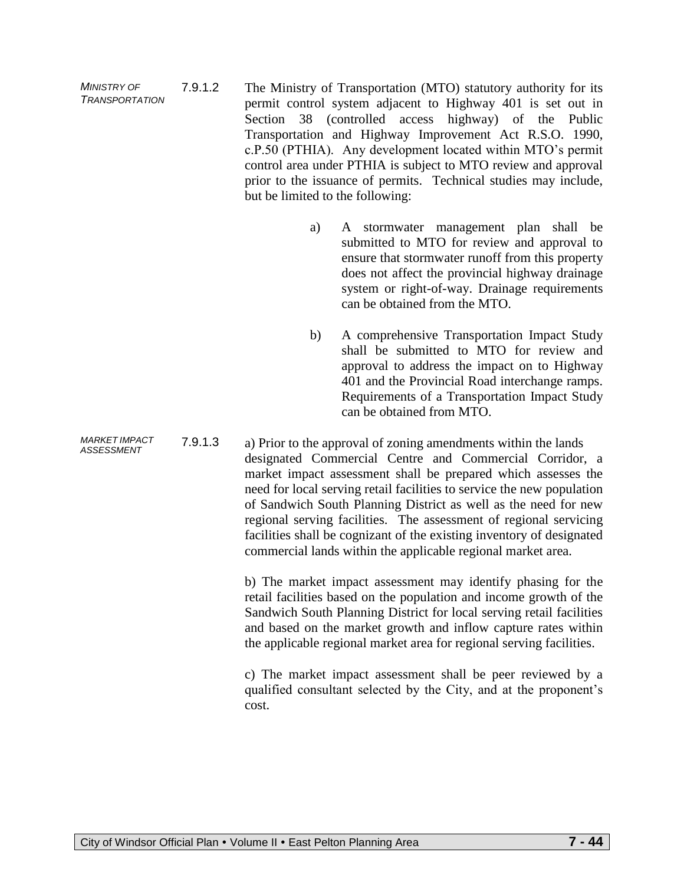*MINISTRY OF TRANSPORTATION*

7.9.1.2 The Ministry of Transportation (MTO) statutory authority for its permit control system adjacent to Highway 401 is set out in Section 38 (controlled access highway) of the Public Transportation and Highway Improvement Act R.S.O. 1990, c.P.50 (PTHIA). Any development located within MTO's permit control area under PTHIA is subject to MTO review and approval prior to the issuance of permits. Technical studies may include, but be limited to the following:

a) A stormwater management plan shall be submitted to MTO for review and approval to ensure that stormwater runoff from this property does not affect the provincial highway drainage system or right-of-way. Drainage requirements can be obtained from the MTO.

b) A comprehensive Transportation Impact Study shall be submitted to MTO for review and approval to address the impact on to Highway 401 and the Provincial Road interchange ramps. Requirements of a Transportation Impact Study can be obtained from MTO.

*MARKET IMPACT ASSESSMENT*

7.9.1.3 a) Prior to the approval of zoning amendments within the lands designated Commercial Centre and Commercial Corridor, a market impact assessment shall be prepared which assesses the need for local serving retail facilities to service the new population of Sandwich South Planning District as well as the need for new regional serving facilities. The assessment of regional servicing facilities shall be cognizant of the existing inventory of designated commercial lands within the applicable regional market area.

b) The market impact assessment may identify phasing for the retail facilities based on the population and income growth of the Sandwich South Planning District for local serving retail facilities and based on the market growth and inflow capture rates within the applicable regional market area for regional serving facilities.

c) The market impact assessment shall be peer reviewed by a qualified consultant selected by the City, and at the proponent's cost.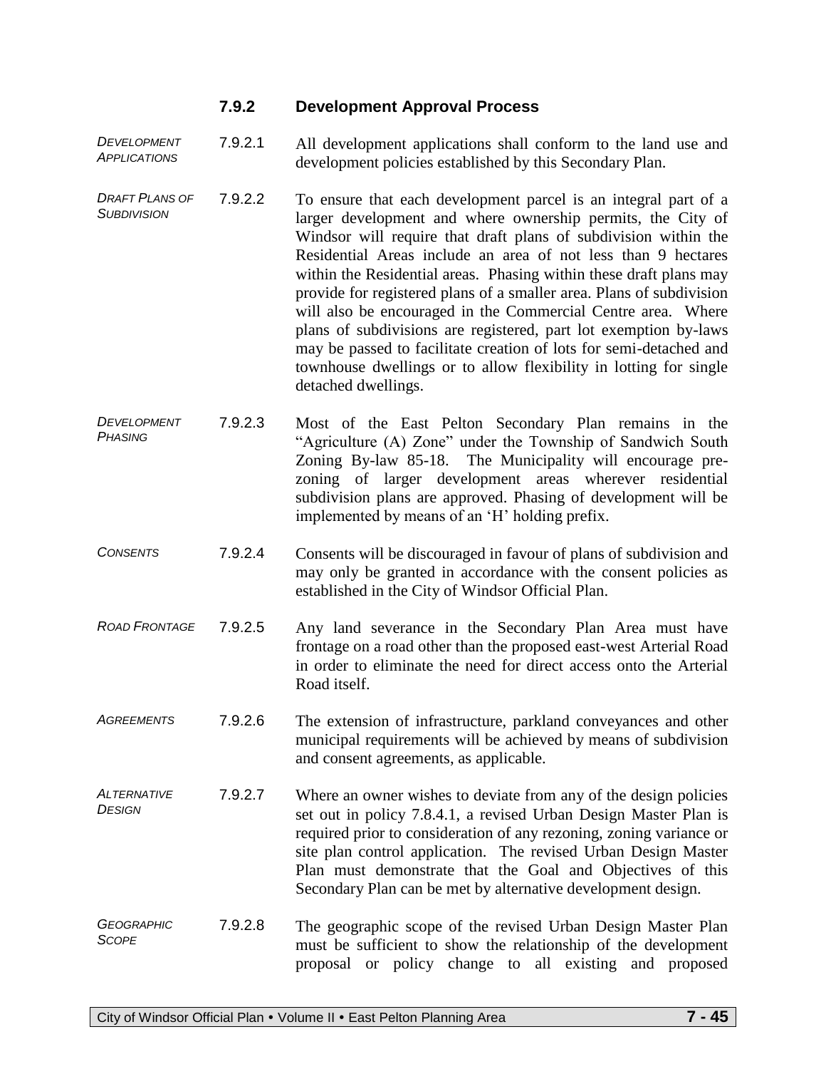### 7.9.2 Development Approval Process

*DEVELOPMENT APPLICATIONS*

7.9.2.1 All development applications shall conform to the land use and development policies established by this Secondary Plan.

*DRAFT PLANS OF SUBDIVISION*

7.9.2.2 To ensure that each development parcel is an integral part of a larger development and where ownership permits, the City of Windsor will require that draft plans of subdivision within the Residential Areas include an area of not less than 9 hectares within the Residential areas. Phasing within these draft plans may provide for registered plans of a smaller area. Plans of subdivision will also be encouraged in the Commercial Centre area. Where plans of subdivisions are registered, part lot exemption by-laws may be passed to facilitate creation of lots for semi-detached and townhouse dwellings or to allow flexibility in lotting for single detached dwellings.

*DEVELOPMENT PHASING*

7.9.2.3 Most of the East Pelton Secondary Plan remains in the "Agriculture (A) Zone" under the Township of Sandwich South Zoning By-law 85-18. The Municipality will encourage pre-zoning of larger development areas wherever residential subdivision plans are approved. Phasing of development will be implemented by means of an 'H' holding prefix.

*CONSENTS*

7.9.2.4 Consents will be discouraged in favour of plans of subdivision and may only be granted in accordance with the consent policies as established in the City of Windsor Official Plan.

*ROAD FRONTAGE*

7.9.2.5 Any land severance in the Secondary Plan Area must have frontage on a road other than the proposed east-west Arterial Road in order to eliminate the need for direct access onto the Arterial Road itself.

*AGREEMENTS*

7.9.2.6 The extension of infrastructure, parkland conveyances and other municipal requirements will be achieved by means of subdivision and consent agreements, as applicable.

*ALTERNATIVE DESIGN*

7.9.2.7 Where an owner wishes to deviate from any of the design policies set out in policy 7.8.4.1, a revised Urban Design Master Plan is required prior to consideration of any rezoning, zoning variance or site plan control application. The revised Urban Design Master Plan must demonstrate that the Goal and Objectives of this Secondary Plan can be met by alternative development design.

*GEOGRAPHIC SCOPE*

7.9.2.8 The geographic scope of the revised Urban Design Master Plan must be sufficient to show the relationship of the development proposal or policy change to all existing and proposed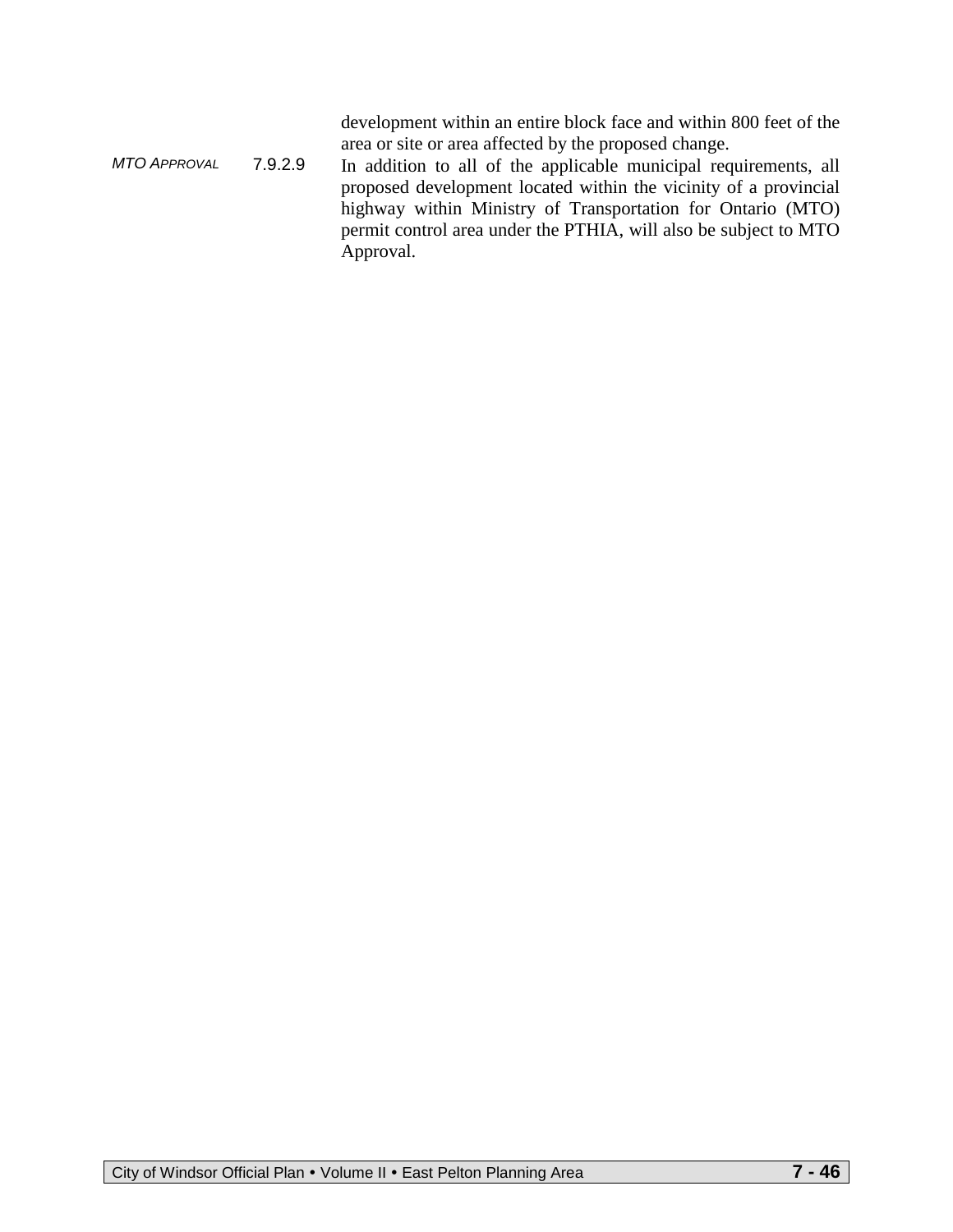development within an entire block face and within 800 feet of the area or site or area affected by the proposed change.

*MTO APPROVAL* 7.9.2.9 In addition to all of the applicable municipal requirements, all proposed development located within the vicinity of a provincial highway within Ministry of Transportation for Ontario (MTO) permit control area under the PTHIA, will also be subject to MTO Approval.